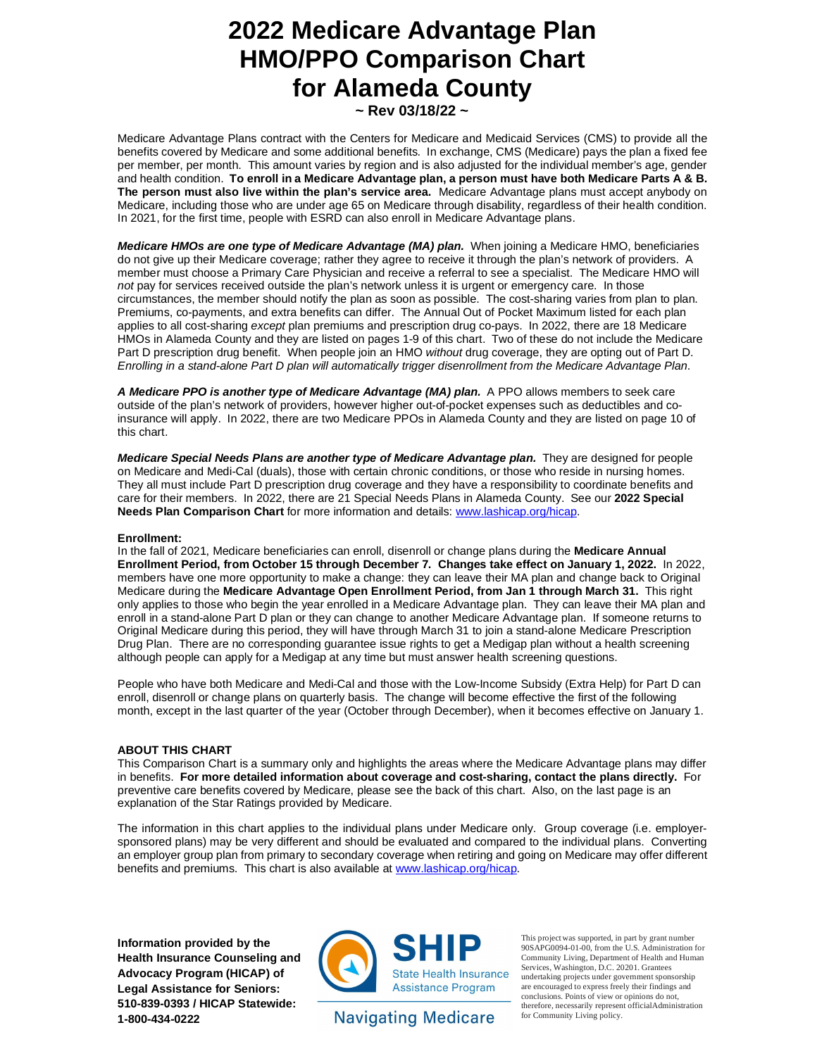# 2022 Medicare Advantage Plan HMO/PPO Comparison Chart for Alameda County

**~ Rev 03/18/22 ~**

Medicare Advantage Plans contract with the Centers for Medicare and Medicaid Services (CMS) to provide all the benefits covered by Medicare and some additional benefits. In exchange, CMS (Medicare) pays the plan a fixed fee per member, per month. This amount varies by region and is also adjusted for the individual member's age, gender and health condition. **To enroll in a Medicare Advantage plan, a person must have both Medicare Parts A & B. The person must also live within the plan's service area.** Medicare Advantage plans must accept anybody on Medicare, including those who are under age 65 on Medicare through disability, regardless of their health condition. In 2021, for the first time, people with ESRD can also enroll in Medicare Advantage plans.

***Medicare HMOs are one type of Medicare Advantage (MA) plan.*** When joining a Medicare HMO, beneficiaries do not give up their Medicare coverage; rather they agree to receive it through the plan's network of providers. A member must choose a Primary Care Physician and receive a referral to see a specialist. The Medicare HMO will *not* pay for services received outside the plan's network unless it is urgent or emergency care. In those circumstances, the member should notify the plan as soon as possible. The cost-sharing varies from plan to plan. Premiums, co-payments, and extra benefits can differ. The Annual Out of Pocket Maximum listed for each plan applies to all cost-sharing *except* plan premiums and prescription drug co-pays. In 2022, there are 18 Medicare HMOs in Alameda County and they are listed on pages 1-9 of this chart. Two of these do not include the Medicare Part D prescription drug benefit. When people join an HMO *without* drug coverage, they are opting out of Part D. *Enrolling in a stand-alone Part D plan will automatically trigger disenrollment from the Medicare Advantage Plan.*

***A Medicare PPO is another type of Medicare Advantage (MA) plan.*** A PPO allows members to seek care outside of the plan's network of providers, however higher out-of-pocket expenses such as deductibles and co-insurance will apply. In 2022, there are two Medicare PPOs in Alameda County and they are listed on page 10 of this chart.

***Medicare Special Needs Plans are another type of Medicare Advantage plan.*** They are designed for people on Medicare and Medi-Cal (duals), those with certain chronic conditions, or those who reside in nursing homes. They all must include Part D prescription drug coverage and they have a responsibility to coordinate benefits and care for their members. In 2022, there are 21 Special Needs Plans in Alameda County. See our **2022 Special Needs Plan Comparison Chart** for more information and details: www.lashicap.org/hicap.

**Enrollment:**

In the fall of 2021, Medicare beneficiaries can enroll, disenroll or change plans during the **Medicare Annual Enrollment Period, from October 15 through December 7. Changes take effect on January 1, 2022.** In 2022, members have one more opportunity to make a change: they can leave their MA plan and change back to Original Medicare during the **Medicare Advantage Open Enrollment Period, from Jan 1 through March 31.** This right only applies to those who begin the year enrolled in a Medicare Advantage plan. They can leave their MA plan and enroll in a stand-alone Part D plan or they can change to another Medicare Advantage plan. If someone returns to Original Medicare during this period, they will have through March 31 to join a stand-alone Medicare Prescription Drug Plan. There are no corresponding guarantee issue rights to get a Medigap plan without a health screening although people can apply for a Medigap at any time but must answer health screening questions.

People who have both Medicare and Medi-Cal and those with the Low-Income Subsidy (Extra Help) for Part D can enroll, disenroll or change plans on quarterly basis. The change will become effective the first of the following month, except in the last quarter of the year (October through December), when it becomes effective on January 1.

**ABOUT THIS CHART**

This Comparison Chart is a summary only and highlights the areas where the Medicare Advantage plans may differ in benefits. **For more detailed information about coverage and cost-sharing, contact the plans directly.** For preventive care benefits covered by Medicare, please see the back of this chart. Also, on the last page is an explanation of the Star Ratings provided by Medicare.

The information in this chart applies to the individual plans under Medicare only. Group coverage (i.e. employer-sponsored plans) may be very different and should be evaluated and compared to the individual plans. Converting an employer group plan from primary to secondary coverage when retiring and going on Medicare may offer different benefits and premiums. This chart is also available at www.lashicap.org/hicap.

**Information provided by the Health Insurance Counseling and Advocacy Program (HICAP) of Legal Assistance for Seniors: 510-839-0393 / HICAP Statewide: 1-800-434-0222**

SHIP State Health Insurance Assistance Program — Navigating Medicare

This project was supported, in part by grant number 90SAPG0094-01-00, from the U.S. Administration for Community Living, Department of Health and Human Services, Washington, D.C. 20201. Grantees undertaking projects under government sponsorship are encouraged to express freely their findings and conclusions. Points of view or opinions do not, therefore, necessarily represent official Administration for Community Living policy.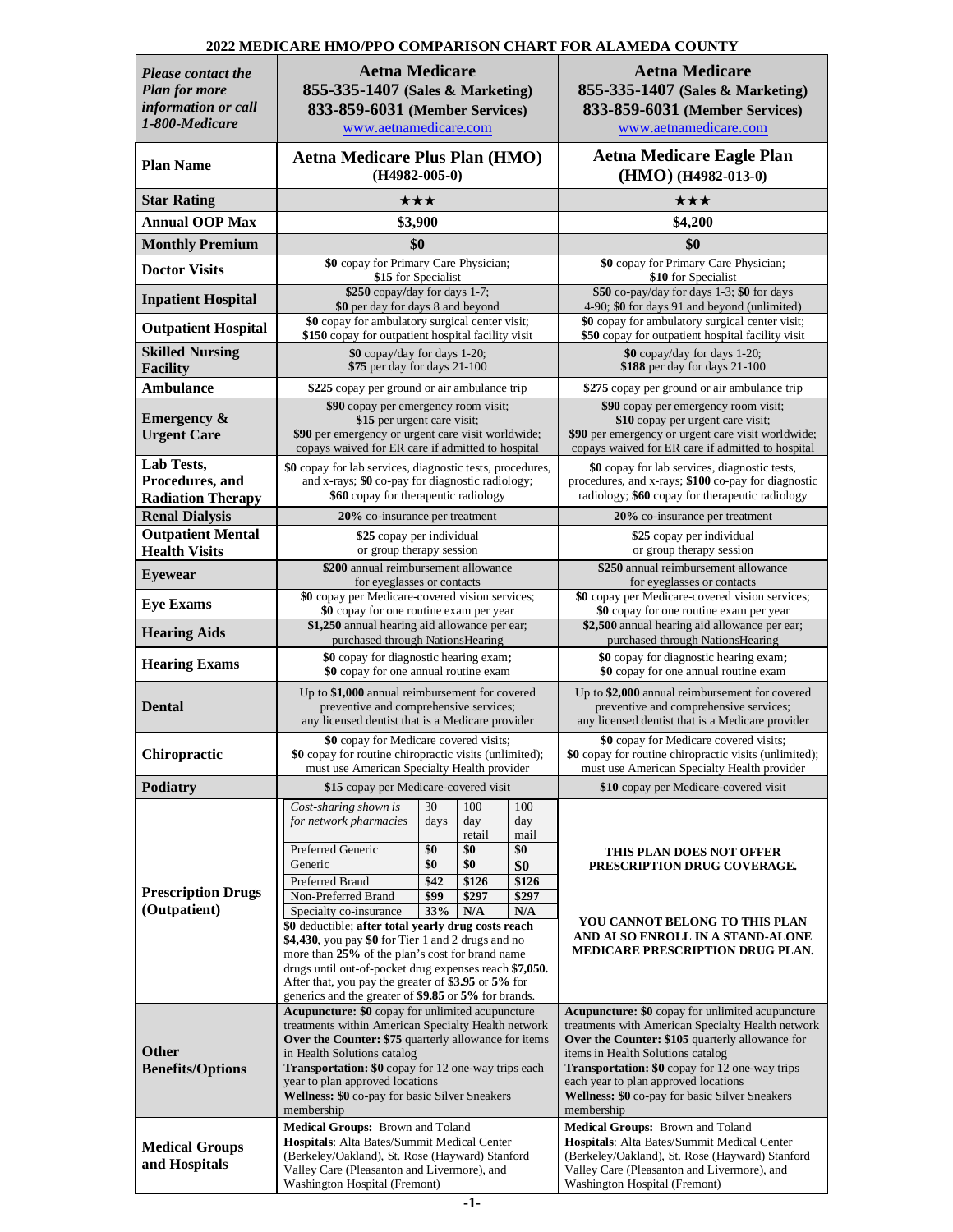## 2022 MEDICARE HMO/PPO COMPARISON CHART FOR ALAMEDA COUNTY

| *Please contact the Plan for more information or call 1-800-Medicare* | **Aetna Medicare**<br>**855-335-1407 (Sales & Marketing)**<br>**833-859-6031 (Member Services)**<br>www.aetnamedicare.com | **Aetna Medicare**<br>**855-335-1407 (Sales & Marketing)**<br>**833-859-6031 (Member Services)**<br>www.aetnamedicare.com |
|---|---|---|
| **Plan Name** | **Aetna Medicare Plus Plan (HMO) (H4982-005-0)** | **Aetna Medicare Eagle Plan (HMO) (H4982-013-0)** |
| **Star Rating** | ★★★ | ★★★ |
| **Annual OOP Max** | **$3,900** | **$4,200** |
| **Monthly Premium** | **$0** | **$0** |
| **Doctor Visits** | **$0** copay for Primary Care Physician; **$15** for Specialist | **$0** copay for Primary Care Physician; **$10** for Specialist |
| **Inpatient Hospital** | **$250** copay/day for days 1-7; **$0** per day for days 8 and beyond | **$50** co-pay/day for days 1-3; **$0** for days 4-90; **$0** for days 91 and beyond (unlimited) |
| **Outpatient Hospital** | **$0** copay for ambulatory surgical center visit; **$150** copay for outpatient hospital facility visit | **$0** copay for ambulatory surgical center visit; **$50** copay for outpatient hospital facility visit |
| **Skilled Nursing Facility** | **$0** copay/day for days 1-20; **$75** per day for days 21-100 | **$0** copay/day for days 1-20; **$188** per day for days 21-100 |
| **Ambulance** | **$225** copay per ground or air ambulance trip | **$275** copay per ground or air ambulance trip |
| **Emergency & Urgent Care** | **$90** copay per emergency room visit; **$15** per urgent care visit; **$90** per emergency or urgent care visit worldwide; copays waived for ER care if admitted to hospital | **$90** copay per emergency room visit; **$10** copay per urgent care visit; **$90** per emergency or urgent care visit worldwide; copays waived for ER care if admitted to hospital |
| **Lab Tests, Procedures, and Radiation Therapy** | **$0** copay for lab services, diagnostic tests, procedures, and x-rays; **$0** co-pay for diagnostic radiology; **$60** copay for therapeutic radiology | **$0** copay for lab services, diagnostic tests, procedures, and x-rays; **$100** co-pay for diagnostic radiology; **$60** copay for therapeutic radiology |
| **Renal Dialysis** | **20%** co-insurance per treatment | **20%** co-insurance per treatment |
| **Outpatient Mental Health Visits** | **$25** copay per individual or group therapy session | **$25** copay per individual or group therapy session |
| **Eyewear** | **$200** annual reimbursement allowance for eyeglasses or contacts | **$250** annual reimbursement allowance for eyeglasses or contacts |
| **Eye Exams** | **$0** copay per Medicare-covered vision services; **$0** copay for one routine exam per year | **$0** copay per Medicare-covered vision services; **$0** copay for one routine exam per year |
| **Hearing Aids** | **$1,250** annual hearing aid allowance per ear; purchased through NationsHearing | **$2,500** annual hearing aid allowance per ear; purchased through NationsHearing |
| **Hearing Exams** | **$0** copay for diagnostic hearing exam**;** **$0** copay for one annual routine exam | **$0** copay for diagnostic hearing exam**;** **$0** copay for one annual routine exam |
| **Dental** | Up to **$1,000** annual reimbursement for covered preventive and comprehensive services; any licensed dentist that is a Medicare provider | Up to **$2,000** annual reimbursement for covered preventive and comprehensive services; any licensed dentist that is a Medicare provider |
| **Chiropractic** | **$0** copay for Medicare covered visits; **$0** copay for routine chiropractic visits (unlimited); must use American Specialty Health provider | **$0** copay for Medicare covered visits; **$0** copay for routine chiropractic visits (unlimited); must use American Specialty Health provider |
| **Podiatry** | **$15** copay per Medicare-covered visit | **$10** copay per Medicare-covered visit |
| **Prescription Drugs (Outpatient)** | *Cost-sharing shown is for network pharmacies* — 30 days / 100 day retail / 100 day mail:<br>Preferred Generic: **$0** / **$0** / **$0**<br>Generic: **$0** / **$0** / **$0**<br>Preferred Brand: **$42** / **$126** / **$126**<br>Non-Preferred Brand: **$99** / **$297** / **$297**<br>Specialty co-insurance: **33%** / **N/A** / **N/A**<br>**$0** deductible; **after total yearly drug costs reach $4,430**, you pay **$0** for Tier 1 and 2 drugs and no more than **25%** of the plan's cost for brand name drugs until out-of-pocket drug expenses reach **$7,050.** After that, you pay the greater of **$3.95** or **5%** for generics and the greater of **$9.85** or **5%** for brands. | **THIS PLAN DOES NOT OFFER PRESCRIPTION DRUG COVERAGE.**<br><br>**YOU CANNOT BELONG TO THIS PLAN AND ALSO ENROLL IN A STAND-ALONE MEDICARE PRESCRIPTION DRUG PLAN.** |
| **Other Benefits/Options** | **Acupuncture: $0** copay for unlimited acupuncture treatments within American Specialty Health network<br>**Over the Counter: $75** quarterly allowance for items in Health Solutions catalog<br>**Transportation: $0** copay for 12 one-way trips each year to plan approved locations<br>**Wellness: $0** co-pay for basic Silver Sneakers membership | **Acupuncture: $0** copay for unlimited acupuncture treatments with American Specialty Health network<br>**Over the Counter: $105** quarterly allowance for items in Health Solutions catalog<br>**Transportation: $0** copay for 12 one-way trips each year to plan approved locations<br>**Wellness: $0** co-pay for basic Silver Sneakers membership |
| **Medical Groups and Hospitals** | **Medical Groups:** Brown and Toland<br>**Hospitals**: Alta Bates/Summit Medical Center (Berkeley/Oakland), St. Rose (Hayward) Stanford Valley Care (Pleasanton and Livermore), and Washington Hospital (Fremont) | **Medical Groups:** Brown and Toland<br>**Hospitals**: Alta Bates/Summit Medical Center (Berkeley/Oakland), St. Rose (Hayward) Stanford Valley Care (Pleasanton and Livermore), and Washington Hospital (Fremont) |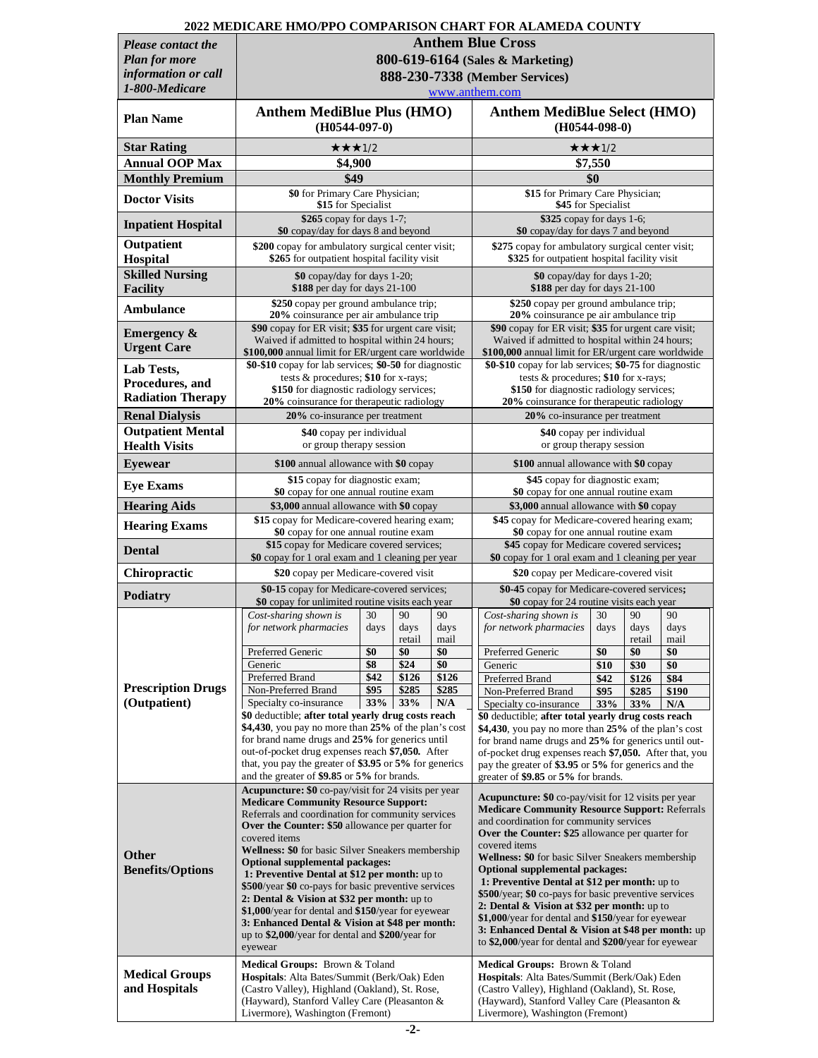# 2022 MEDICARE HMO/PPO COMPARISON CHART FOR ALAMEDA COUNTY

| *Please contact the Plan for more information or call 1-800-Medicare* | **Anthem Blue Cross** **800-619-6164** (Sales & Marketing) **888-230-7338** (Member Services) www.anthem.com | |
|---|---|---|
| **Plan Name** | **Anthem MediBlue Plus (HMO) (H0544-097-0)** | **Anthem MediBlue Select (HMO) (H0544-098-0)** |
| **Star Rating** | ★★★1/2 | ★★★1/2 |
| **Annual OOP Max** | **$4,900** | **$7,550** |
| **Monthly Premium** | **$49** | **$0** |
| **Doctor Visits** | **$0** for Primary Care Physician; **$15** for Specialist | **$15** for Primary Care Physician; **$45** for Specialist |
| **Inpatient Hospital** | **$265** copay for days 1-7; **$0** copay/day for days 8 and beyond | **$325** copay for days 1-6; **$0** copay/day for days 7 and beyond |
| **Outpatient Hospital** | **$200** copay for ambulatory surgical center visit; **$265** for outpatient hospital facility visit | **$275** copay for ambulatory surgical center visit; **$325** for outpatient hospital facility visit |
| **Skilled Nursing Facility** | **$0** copay/day for days 1-20; **$188** per day for days 21-100 | **$0** copay/day for days 1-20; **$188** per day for days 21-100 |
| **Ambulance** | **$250** copay per ground ambulance trip; **20%** coinsurance per air ambulance trip | **$250** copay per ground ambulance trip; **20%** coinsurance pe air ambulance trip |
| **Emergency & Urgent Care** | **$90** copay for ER visit; **$35** for urgent care visit; Waived if admitted to hospital within 24 hours; **$100,000** annual limit for ER/urgent care worldwide | **$90** copay for ER visit; **$35** for urgent care visit; Waived if admitted to hospital within 24 hours; **$100,000** annual limit for ER/urgent care worldwide |
| **Lab Tests, Procedures, and Radiation Therapy** | **$0-$10** copay for lab services; **$0-50** for diagnostic tests & procedures; **$10** for x-rays; **$150** for diagnostic radiology services; **20%** coinsurance for therapeutic radiology | **$0-$10** copay for lab services; **$0-75** for diagnostic tests & procedures; **$10** for x-rays; **$150** for diagnostic radiology services; **20%** coinsurance for therapeutic radiology |
| **Renal Dialysis** | **20%** co-insurance per treatment | **20%** co-insurance per treatment |
| **Outpatient Mental Health Visits** | **$40** copay per individual or group therapy session | **$40** copay per individual or group therapy session |
| **Eyewear** | **$100** annual allowance with **$0** copay | **$100** annual allowance with **$0** copay |
| **Eye Exams** | **$15** copay for diagnostic exam; **$0** copay for one annual routine exam | **$45** copay for diagnostic exam; **$0** copay for one annual routine exam |
| **Hearing Aids** | **$3,000** annual allowance with **$0** copay | **$3,000** annual allowance with **$0** copay |
| **Hearing Exams** | **$15** copay for Medicare-covered hearing exam; **$0** copay for one annual routine exam | **$45** copay for Medicare-covered hearing exam; **$0** copay for one annual routine exam |
| **Dental** | **$15** copay for Medicare covered services; **$0** copay for 1 oral exam and 1 cleaning per year | **$45** copay for Medicare covered services**;** **$0** copay for 1 oral exam and 1 cleaning per year |
| **Chiropractic** | **$20** copay per Medicare-covered visit | **$20** copay per Medicare-covered visit |
| **Podiatry** | **$0-15** copay for Medicare-covered services; **$0** copay for unlimited routine visits each year | **$0-45** copay for Medicare-covered services**;** **$0** copay for 24 routine visits each year |
| **Prescription Drugs (Outpatient)** | *Cost-sharing shown is for network pharmacies* — 30 days / 90 days retail / 90 days mail: Preferred Generic **$0** / **$0** / **$0**; Generic **$8** / **$24** / **$0**; Preferred Brand **$42** / **$126** / **$126**; Non-Preferred Brand **$95** / **$285** / **$285**; Specialty co-insurance **33%** / **33%** / **N/A**. **$0** deductible; **after total yearly drug costs reach $4,430**, you pay no more than **25%** of the plan's cost for brand name drugs and **25%** for generics until out-of-pocket drug expenses reach **$7,050.** After that, you pay the greater of **$3.95** or **5%** for generics and the greater of **$9.85** or **5%** for brands. | *Cost-sharing shown is for network pharmacies* — 30 days / 90 days retail / 90 days mail: Preferred Generic **$0** / **$0** / **$0**; Generic **$10** / **$30** / **$0**; Preferred Brand **$42** / **$126** / **$84**; Non-Preferred Brand **$95** / **$285** / **$190**; Specialty co-insurance **33%** / **33%** / **N/A**. **$0** deductible; **after total yearly drug costs reach $4,430**, you pay no more than **25%** of the plan's cost for brand name drugs and **25%** for generics until out-of-pocket drug expenses reach **$7,050.** After that, you pay the greater of **$3.95** or **5%** for generics and the greater of **$9.85** or **5%** for brands. |
| **Other Benefits/Options** | **Acupuncture: $0** co-pay/visit for 24 visits per year **Medicare Community Resource Support:** Referrals and coordination for community services **Over the Counter: $50** allowance per quarter for covered items **Wellness: $0** for basic Silver Sneakers membership **Optional supplemental packages: 1: Preventive Dental at $12 per month:** up to **$500**/year **$0** co-pays for basic preventive services **2: Dental & Vision at $32 per month:** up to **$1,000**/year for dental and **$150**/year for eyewear **3: Enhanced Dental & Vision at $48 per month:** up to **$2,000**/year for dental and **$200**/year for eyewear | **Acupuncture: $0** co-pay/visit for 12 visits per year **Medicare Community Resource Support:** Referrals and coordination for community services **Over the Counter: $25** allowance per quarter for covered items **Wellness: $0** for basic Silver Sneakers membership **Optional supplemental packages: 1: Preventive Dental at $12 per month:** up to **$500**/year; **$0** co-pays for basic preventive services **2: Dental & Vision at $32 per month:** up to **$1,000**/year for dental and **$150**/year for eyewear **3: Enhanced Dental & Vision at $48 per month:** up to **$2,000**/year for dental and **$200**/year for eyewear |
| **Medical Groups and Hospitals** | **Medical Groups:** Brown & Toland **Hospitals**: Alta Bates/Summit (Berk/Oak) Eden (Castro Valley), Highland (Oakland), St. Rose, (Hayward), Stanford Valley Care (Pleasanton & Livermore), Washington (Fremont) | **Medical Groups:** Brown & Toland **Hospitals**: Alta Bates/Summit (Berk/Oak) Eden (Castro Valley), Highland (Oakland), St. Rose, (Hayward), Stanford Valley Care (Pleasanton & Livermore), Washington (Fremont) |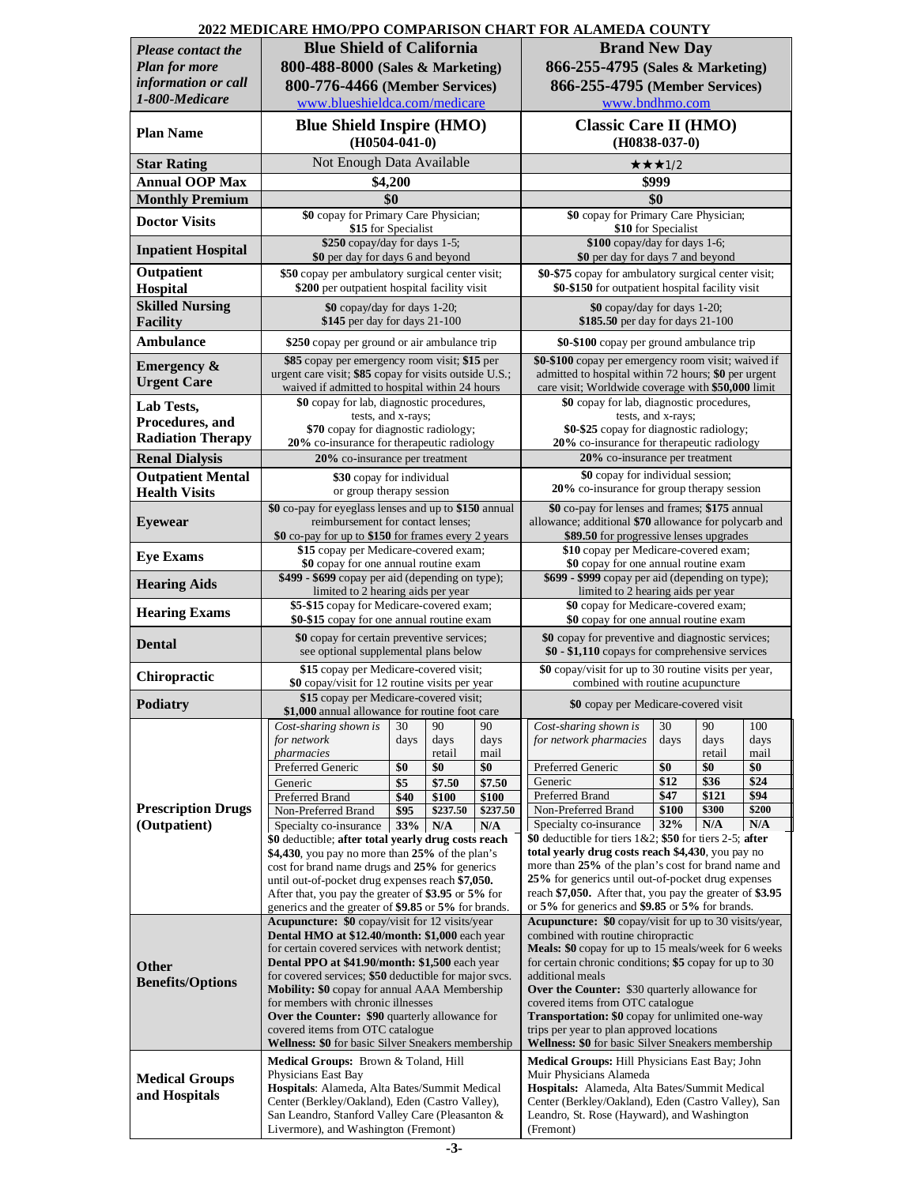# 2022 MEDICARE HMO/PPO COMPARISON CHART FOR ALAMEDA COUNTY

| *Please contact the Plan for more information or call 1-800-Medicare* | **Blue Shield of California** **800-488-8000 (Sales & Marketing)** **800-776-4466 (Member Services)** www.blueshieldca.com/medicare | **Brand New Day** **866-255-4795 (Sales & Marketing)** **866-255-4795 (Member Services)** www.bndhmo.com |
|---|---|---|
| **Plan Name** | **Blue Shield Inspire (HMO) (H0504-041-0)** | **Classic Care II (HMO) (H0838-037-0)** |
| **Star Rating** | Not Enough Data Available | ★★★1/2 |
| **Annual OOP Max** | **$4,200** | **$999** |
| **Monthly Premium** | **$0** | **$0** |
| **Doctor Visits** | **$0** copay for Primary Care Physician; **$15** for Specialist | **$0** copay for Primary Care Physician; **$10** for Specialist |
| **Inpatient Hospital** | **$250** copay/day for days 1-5; **$0** per day for days 6 and beyond | **$100** copay/day for days 1-6; **$0** per day for days 7 and beyond |
| **Outpatient Hospital** | **$50** copay per ambulatory surgical center visit; **$200** per outpatient hospital facility visit | **$0-$75** copay for ambulatory surgical center visit; **$0-$150** for outpatient hospital facility visit |
| **Skilled Nursing Facility** | **$0** copay/day for days 1-20; **$145** per day for days 21-100 | **$0** copay/day for days 1-20; **$185.50** per day for days 21-100 |
| **Ambulance** | **$250** copay per ground or air ambulance trip | **$0-$100** copay per ground ambulance trip |
| **Emergency & Urgent Care** | **$85** copay per emergency room visit; **$15** per urgent care visit; **$85** copay for visits outside U.S.; waived if admitted to hospital within 24 hours | **$0-$100** copay per emergency room visit; waived if admitted to hospital within 72 hours; **$0** per urgent care visit; Worldwide coverage with **$50,000** limit |
| **Lab Tests, Procedures, and Radiation Therapy** | **$0** copay for lab, diagnostic procedures, tests, and x-rays; **$70** copay for diagnostic radiology; **20%** co-insurance for therapeutic radiology | **$0** copay for lab, diagnostic procedures, tests, and x-rays; **$0-$25** copay for diagnostic radiology; **20%** co-insurance for therapeutic radiology |
| **Renal Dialysis** | **20%** co-insurance per treatment | **20%** co-insurance per treatment |
| **Outpatient Mental Health Visits** | **$30** copay for individual or group therapy session | **$0** copay for individual session; **20%** co-insurance for group therapy session |
| **Eyewear** | **$0** co-pay for eyeglass lenses and up to **$150** annual reimbursement for contact lenses; **$0** co-pay for up to **$150** for frames every 2 years | **$0** co-pay for lenses and frames; **$175** annual allowance; additional **$70** allowance for polycarb and **$89.50** for progressive lenses upgrades |
| **Eye Exams** | **$15** copay per Medicare-covered exam; **$0** copay for one annual routine exam | **$10** copay per Medicare-covered exam; **$0** copay for one annual routine exam |
| **Hearing Aids** | **$499 - $699** copay per aid (depending on type); limited to 2 hearing aids per year | **$699 - $999** copay per aid (depending on type); limited to 2 hearing aids per year |
| **Hearing Exams** | **$5-$15** copay for Medicare-covered exam; **$0-$15** copay for one annual routine exam | **$0** copay for Medicare-covered exam; **$0** copay for one annual routine exam |
| **Dental** | **$0** copay for certain preventive services; see optional supplemental plans below | **$0** copay for preventive and diagnostic services; **$0 - $1,110** copays for comprehensive services |
| **Chiropractic** | **$15** copay per Medicare-covered visit; **$0** copay/visit for 12 routine visits per year | **$0** copay/visit for up to 30 routine visits per year, combined with routine acupuncture |
| **Podiatry** | **$15** copay per Medicare-covered visit; **$1,000** annual allowance for routine foot care | **$0** copay per Medicare-covered visit |
| **Prescription Drugs (Outpatient)** | *Cost-sharing shown is for network pharmacies* — 30 days / 90 days retail / 90 days mail:<br>Preferred Generic: **$0** / **$0** / **$0**<br>Generic: **$5** / **$7.50** / **$7.50**<br>Preferred Brand: **$40** / **$100** / **$100**<br>Non-Preferred Brand: **$95** / **$237.50** / **$237.50**<br>Specialty co-insurance: **33%** / **N/A** / **N/A**<br>**$0** deductible; **after total yearly drug costs reach $4,430**, you pay no more than **25%** of the plan's cost for brand name drugs and **25%** for generics until out-of-pocket drug expenses reach **$7,050.** After that, you pay the greater of **$3.95** or **5%** for generics and the greater of **$9.85** or **5%** for brands. | *Cost-sharing shown is for network pharmacies* — 30 days / 90 days retail / 100 days mail:<br>Preferred Generic: **$0** / **$0** / **$0**<br>Generic: **$12** / **$36** / **$24**<br>Preferred Brand: **$47** / **$121** / **$94**<br>Non-Preferred Brand: **$100** / **$300** / **$200**<br>Specialty co-insurance: **32%** / **N/A** / **N/A**<br>**$0** deductible for tiers 1&2; **$50** for tiers 2-5; **after total yearly drug costs reach $4,430**, you pay no more than **25%** of the plan's cost for brand name and **25%** for generics until out-of-pocket drug expenses reach **$7,050.** After that, you pay the greater of **$3.95** or **5%** for generics and **$9.85** or **5%** for brands. |
| **Other Benefits/Options** | **Acupuncture: $0** copay/visit for 12 visits/year<br>**Dental HMO at $12.40/month: $1,000** each year for certain covered services with network dentist;<br>**Dental PPO at $41.90/month: $1,500** each year for covered services; **$50** deductible for major svcs.<br>**Mobility: $0** copay for annual AAA Membership for members with chronic illnesses<br>**Over the Counter: $90** quarterly allowance for covered items from OTC catalogue<br>**Wellness: $0** for basic Silver Sneakers membership | **Acupuncture: $0** copay/visit for up to 30 visits/year, combined with routine chiropractic<br>**Meals: $0** copay for up to 15 meals/week for 6 weeks for certain chronic conditions; **$5** copay for up to 30 additional meals<br>**Over the Counter:** $30 quarterly allowance for covered items from OTC catalogue<br>**Transportation: $0** copay for unlimited one-way trips per year to plan approved locations<br>**Wellness: $0** for basic Silver Sneakers membership |
| **Medical Groups and Hospitals** | **Medical Groups:** Brown & Toland, Hill Physicians East Bay<br>**Hospitals**: Alameda, Alta Bates/Summit Medical Center (Berkley/Oakland), Eden (Castro Valley), San Leandro, Stanford Valley Care (Pleasanton & Livermore), and Washington (Fremont) | **Medical Groups:** Hill Physicians East Bay; John Muir Physicians Alameda<br>**Hospitals:** Alameda, Alta Bates/Summit Medical Center (Berkley/Oakland), Eden (Castro Valley), San Leandro, St. Rose (Hayward), and Washington (Fremont) |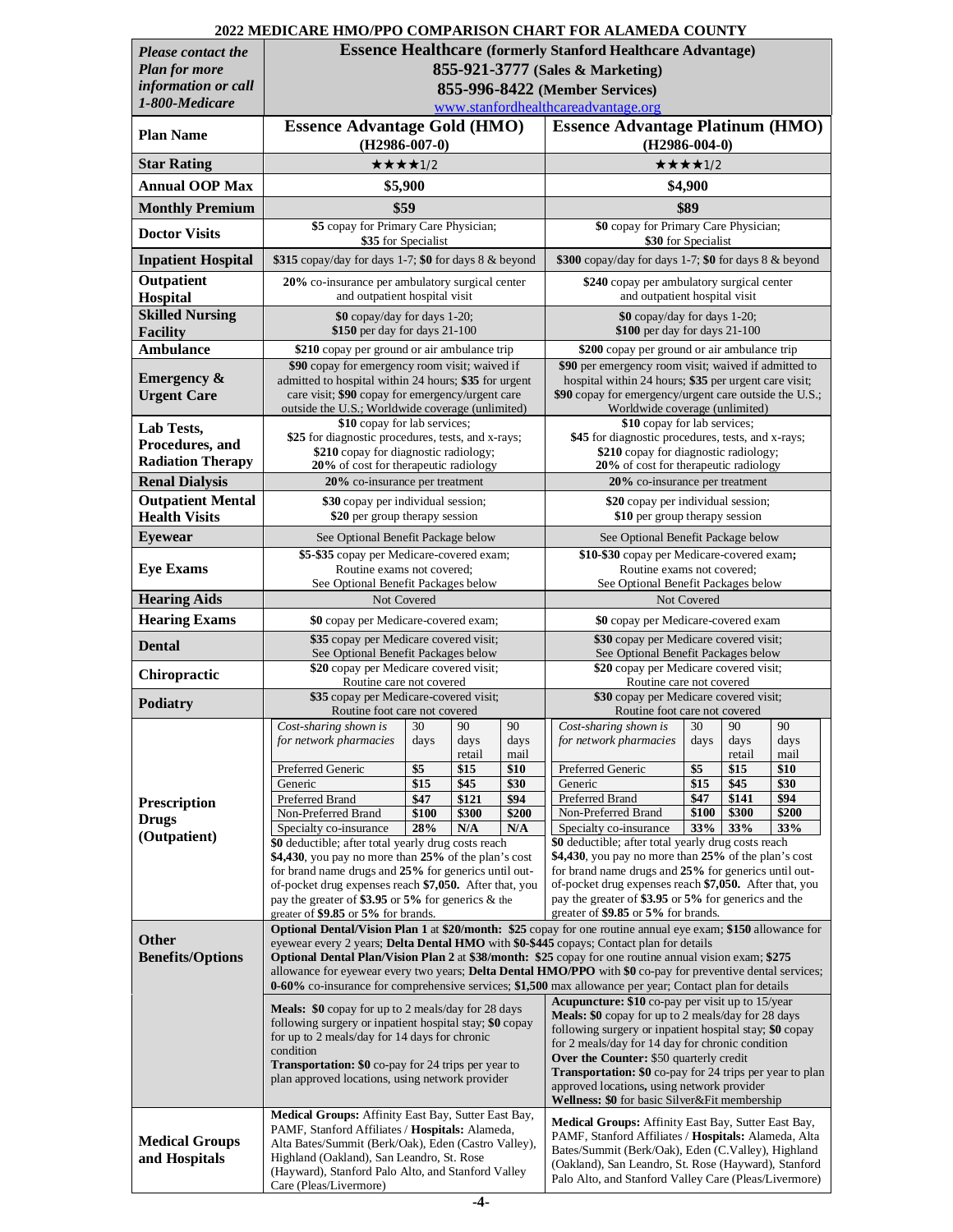# 2022 MEDICARE HMO/PPO COMPARISON CHART FOR ALAMEDA COUNTY

| *Please contact the Plan for more information or call 1-800-Medicare* | **Essence Healthcare (formerly Stanford Healthcare Advantage)** **855-921-3777 (Sales & Marketing)** **855-996-8422 (Member Services)** www.stanfordhealthcareadvantage.org | |
|---|---|---|
| **Plan Name** | **Essence Advantage Gold (HMO) (H2986-007-0)** | **Essence Advantage Platinum (HMO) (H2986-004-0)** |
| **Star Rating** | ★★★★1/2 | ★★★★1/2 |
| **Annual OOP Max** | **$5,900** | **$4,900** |
| **Monthly Premium** | **$59** | **$89** |
| **Doctor Visits** | **$5** copay for Primary Care Physician; **$35** for Specialist | **$0** copay for Primary Care Physician; **$30** for Specialist |
| **Inpatient Hospital** | **$315** copay/day for days 1-7; **$0** for days 8 & beyond | **$300** copay/day for days 1-7; **$0** for days 8 & beyond |
| **Outpatient Hospital** | **20%** co-insurance per ambulatory surgical center and outpatient hospital visit | **$240** copay per ambulatory surgical center and outpatient hospital visit |
| **Skilled Nursing Facility** | **$0** copay/day for days 1-20; **$150** per day for days 21-100 | **$0** copay/day for days 1-20; **$100** per day for days 21-100 |
| **Ambulance** | **$210** copay per ground or air ambulance trip | **$200** copay per ground or air ambulance trip |
| **Emergency & Urgent Care** | **$90** copay for emergency room visit; waived if admitted to hospital within 24 hours; **$35** for urgent care visit; **$90** copay for emergency/urgent care outside the U.S.; Worldwide coverage (unlimited) | **$90** per emergency room visit; waived if admitted to hospital within 24 hours; **$35** per urgent care visit; **$90** copay for emergency/urgent care outside the U.S.; Worldwide coverage (unlimited) |
| **Lab Tests, Procedures, and Radiation Therapy** | **$10** copay for lab services; **$25** for diagnostic procedures, tests, and x-rays; **$210** copay for diagnostic radiology; **20%** of cost for therapeutic radiology | **$10** copay for lab services; **$45** for diagnostic procedures, tests, and x-rays; **$210** copay for diagnostic radiology; **20%** of cost for therapeutic radiology |
| **Renal Dialysis** | **20%** co-insurance per treatment | **20%** co-insurance per treatment |
| **Outpatient Mental Health Visits** | **$30** copay per individual session; **$20** per group therapy session | **$20** copay per individual session; **$10** per group therapy session |
| **Eyewear** | See Optional Benefit Package below | See Optional Benefit Package below |
| **Eye Exams** | **$5-$35** copay per Medicare-covered exam; Routine exams not covered; See Optional Benefit Packages below | **$10-$30** copay per Medicare-covered exam**;** Routine exams not covered; See Optional Benefit Packages below |
| **Hearing Aids** | Not Covered | Not Covered |
| **Hearing Exams** | **$0** copay per Medicare-covered exam; | **$0** copay per Medicare-covered exam |
| **Dental** | **$35** copay per Medicare covered visit; See Optional Benefit Packages below | **$30** copay per Medicare covered visit; See Optional Benefit Packages below |
| **Chiropractic** | **$20** copay per Medicare covered visit; Routine care not covered | **$20** copay per Medicare covered visit; Routine care not covered |
| **Podiatry** | **$35** copay per Medicare-covered visit; Routine foot care not covered | **$30** copay per Medicare covered visit; Routine foot care not covered |
| **Prescription Drugs (Outpatient)** | *Cost-sharing shown is for network pharmacies* — 30 days / 90 days retail / 90 days mail: Preferred Generic **$5** / **$15** / **$10**; Generic **$15** / **$45** / **$30**; Preferred Brand **$47** / **$121** / **$94**; Non-Preferred Brand **$100** / **$300** / **$200**; Specialty co-insurance **28%** / **N/A** / **N/A**. **$0** deductible; after total yearly drug costs reach **$4,430**, you pay no more than **25%** of the plan's cost for brand name drugs and **25%** for generics until out-of-pocket drug expenses reach **$7,050.** After that, you pay the greater of **$3.95** or **5%** for generics & the greater of **$9.85** or **5%** for brands. | *Cost-sharing shown is for network pharmacies* — 30 days / 90 days retail / 90 days mail: Preferred Generic **$5** / **$15** / **$10**; Generic **$15** / **$45** / **$30**; Preferred Brand **$47** / **$141** / **$94**; Non-Preferred Brand **$100** / **$300** / **$200**; Specialty co-insurance **33%** / **33%** / **33%**. **$0** deductible; after total yearly drug costs reach **$4,430**, you pay no more than **25%** of the plan's cost for brand name drugs and **25%** for generics until out-of-pocket drug expenses reach **$7,050.** After that, you pay the greater of **$3.95** or **5%** for generics and the greater of **$9.85** or **5%** for brands. |
| **Other Benefits/Options** | **Optional Dental/Vision Plan 1** at **$20/month: $25** copay for one routine annual eye exam; **$150** allowance for eyewear every 2 years; **Delta Dental HMO** with **$0-$445** copays; Contact plan for details. **Optional Dental Plan/Vision Plan 2** at **$38/month: $25** copay for one routine annual vision exam; **$275** allowance for eyewear every two years; **Delta Dental HMO/PPO** with **$0** co-pay for preventive dental services; **0-60%** co-insurance for comprehensive services; **$1,500** max allowance per year; Contact plan for details | |
| | **Meals: $0** copay for up to 2 meals/day for 28 days following surgery or inpatient hospital stay; **$0** copay for up to 2 meals/day for 14 days for chronic condition **Transportation: $0** co-pay for 24 trips per year to plan approved locations, using network provider | **Acupuncture: $10** co-pay per visit up to 15/year **Meals: $0** copay for up to 2 meals/day for 28 days following surgery or inpatient hospital stay; **$0** copay for 2 meals/day for 14 day for chronic condition **Over the Counter:** $50 quarterly credit **Transportation: $0** co-pay for 24 trips per year to plan approved locations**,** using network provider **Wellness: $0** for basic Silver&Fit membership |
| **Medical Groups and Hospitals** | **Medical Groups:** Affinity East Bay, Sutter East Bay, PAMF, Stanford Affiliates / **Hospitals:** Alameda, Alta Bates/Summit (Berk/Oak), Eden (Castro Valley), Highland (Oakland), San Leandro, St. Rose (Hayward), Stanford Palo Alto, and Stanford Valley Care (Pleas/Livermore) | **Medical Groups:** Affinity East Bay, Sutter East Bay, PAMF, Stanford Affiliates / **Hospitals:** Alameda, Alta Bates/Summit (Berk/Oak), Eden (C.Valley), Highland (Oakland), San Leandro, St. Rose (Hayward), Stanford Palo Alto, and Stanford Valley Care (Pleas/Livermore) |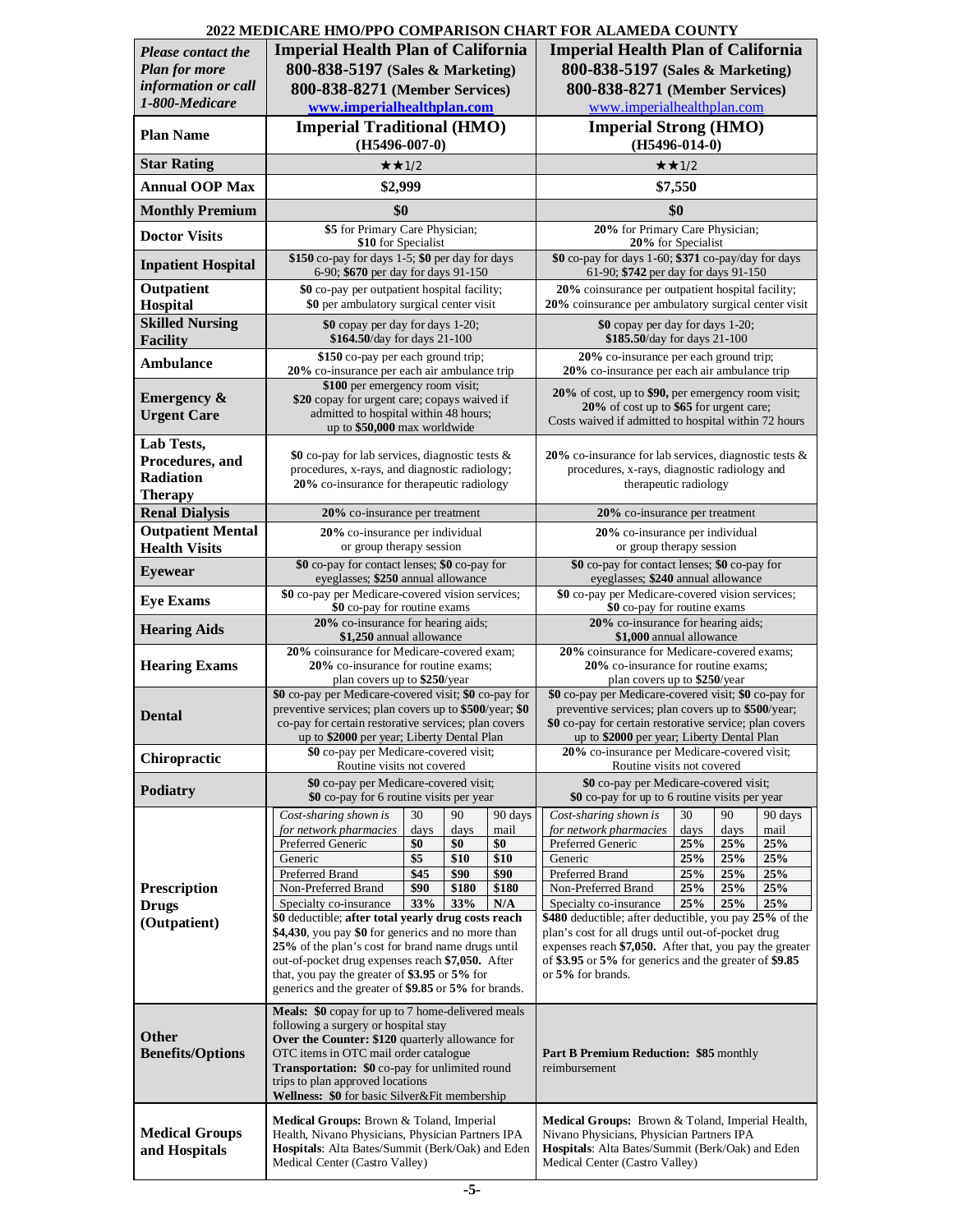## 2022 MEDICARE HMO/PPO COMPARISON CHART FOR ALAMEDA COUNTY

| *Please contact the Plan for more information or call 1-800-Medicare* | **Imperial Health Plan of California** **800-838-5197 (Sales & Marketing)** **800-838-8271 (Member Services)** www.imperialhealthplan.com | **Imperial Health Plan of California** **800-838-5197 (Sales & Marketing)** **800-838-8271 (Member Services)** www.imperialhealthplan.com |
|---|---|---|
| **Plan Name** | **Imperial Traditional (HMO) (H5496-007-0)** | **Imperial Strong (HMO) (H5496-014-0)** |
| **Star Rating** | ★★1/2 | ★★1/2 |
| **Annual OOP Max** | **$2,999** | **$7,550** |
| **Monthly Premium** | **$0** | **$0** |
| **Doctor Visits** | **$5** for Primary Care Physician; **$10** for Specialist | **20%** for Primary Care Physician; **20%** for Specialist |
| **Inpatient Hospital** | **$150** co-pay for days 1-5; **$0** per day for days 6-90; **$670** per day for days 91-150 | **$0** co-pay for days 1-60; **$371** co-pay/day for days 61-90; **$742** per day for days 91-150 |
| **Outpatient Hospital** | **$0** co-pay per outpatient hospital facility; **$0** per ambulatory surgical center visit | **20%** coinsurance per outpatient hospital facility; **20%** coinsurance per ambulatory surgical center visit |
| **Skilled Nursing Facility** | **$0** copay per day for days 1-20; **$164.50**/day for days 21-100 | **$0** copay per day for days 1-20; **$185.50**/day for days 21-100 |
| **Ambulance** | **$150** co-pay per each ground trip; **20%** co-insurance per each air ambulance trip | **20%** co-insurance per each ground trip; **20%** co-insurance per each air ambulance trip |
| **Emergency & Urgent Care** | **$100** per emergency room visit; **$20** copay for urgent care; copays waived if admitted to hospital within 48 hours; up to **$50,000** max worldwide | **20%** of cost, up to **$90,** per emergency room visit; **20%** of cost up to **$65** for urgent care; Costs waived if admitted to hospital within 72 hours |
| **Lab Tests, Procedures, and Radiation Therapy** | **$0** co-pay for lab services, diagnostic tests & procedures, x-rays, and diagnostic radiology; **20%** co-insurance for therapeutic radiology | **20%** co-insurance for lab services, diagnostic tests & procedures, x-rays, diagnostic radiology and therapeutic radiology |
| **Renal Dialysis** | **20%** co-insurance per treatment | **20%** co-insurance per treatment |
| **Outpatient Mental Health Visits** | **20%** co-insurance per individual or group therapy session | **20%** co-insurance per individual or group therapy session |
| **Eyewear** | **$0** co-pay for contact lenses; **$0** co-pay for eyeglasses; **$250** annual allowance | **$0** co-pay for contact lenses; **$0** co-pay for eyeglasses; **$240** annual allowance |
| **Eye Exams** | **$0** co-pay per Medicare-covered vision services; **$0** co-pay for routine exams | **$0** co-pay per Medicare-covered vision services; **$0** co-pay for routine exams |
| **Hearing Aids** | **20%** co-insurance for hearing aids; **$1,250** annual allowance | **20%** co-insurance for hearing aids; **$1,000** annual allowance |
| **Hearing Exams** | **20%** coinsurance for Medicare-covered exam; **20%** co-insurance for routine exams; plan covers up to **$250**/year | **20%** coinsurance for Medicare-covered exams; **20%** co-insurance for routine exams; plan covers up to **$250**/year |
| **Dental** | **$0** co-pay per Medicare-covered visit; **$0** co-pay for preventive services; plan covers up to **$500**/year; **$0** co-pay for certain restorative services; plan covers up to **$2000** per year; Liberty Dental Plan | **$0** co-pay per Medicare-covered visit; **$0** co-pay for preventive services; plan covers up to **$500**/year; **$0** co-pay for certain restorative service; plan covers up to **$2000** per year; Liberty Dental Plan |
| **Chiropractic** | **$0** co-pay per Medicare-covered visit; Routine visits not covered | **20%** co-insurance per Medicare-covered visit; Routine visits not covered |
| **Podiatry** | **$0** co-pay per Medicare-covered visit; **$0** co-pay for 6 routine visits per year | **$0** co-pay per Medicare-covered visit; **$0** co-pay for up to 6 routine visits per year |
| **Prescription Drugs (Outpatient)** | *Cost-sharing shown is for network pharmacies* — 30 days / 90 days / 90 days mail: Preferred Generic **$0** / **$0** / **$0**; Generic **$5** / **$10** / **$10**; Preferred Brand **$45** / **$90** / **$90**; Non-Preferred Brand **$90** / **$180** / **$180**; Specialty co-insurance **33%** / **33%** / **N/A**. **$0** deductible; **after total yearly drug costs reach $4,430**, you pay **$0** for generics and no more than **25%** of the plan's cost for brand name drugs until out-of-pocket drug expenses reach **$7,050**. After that, you pay the greater of **$3.95** or **5%** for generics and the greater of **$9.85** or **5%** for brands. | *Cost-sharing shown is for network pharmacies* — 30 days / 90 days / 90 days mail: Preferred Generic **25%** / **25%** / **25%**; Generic **25%** / **25%** / **25%**; Preferred Brand **25%** / **25%** / **25%**; Non-Preferred Brand **25%** / **25%** / **25%**; Specialty co-insurance **25%** / **25%** / **25%**. **$480** deductible; after deductible, you pay **25%** of the plan's cost for all drugs until out-of-pocket drug expenses reach **$7,050**. After that, you pay the greater of **$3.95** or **5%** for generics and the greater of **$9.85** or **5%** for brands. |
| **Other Benefits/Options** | **Meals: $0** copay for up to 7 home-delivered meals following a surgery or hospital stay; **Over the Counter: $120** quarterly allowance for OTC items in OTC mail order catalogue; **Transportation: $0** co-pay for unlimited round trips to plan approved locations; **Wellness: $0** for basic Silver&Fit membership | **Part B Premium Reduction: $85** monthly reimbursement |
| **Medical Groups and Hospitals** | **Medical Groups:** Brown & Toland, Imperial Health, Nivano Physicians, Physician Partners IPA; **Hospitals**: Alta Bates/Summit (Berk/Oak) and Eden Medical Center (Castro Valley) | **Medical Groups:** Brown & Toland, Imperial Health, Nivano Physicians, Physician Partners IPA; **Hospitals**: Alta Bates/Summit (Berk/Oak) and Eden Medical Center (Castro Valley) |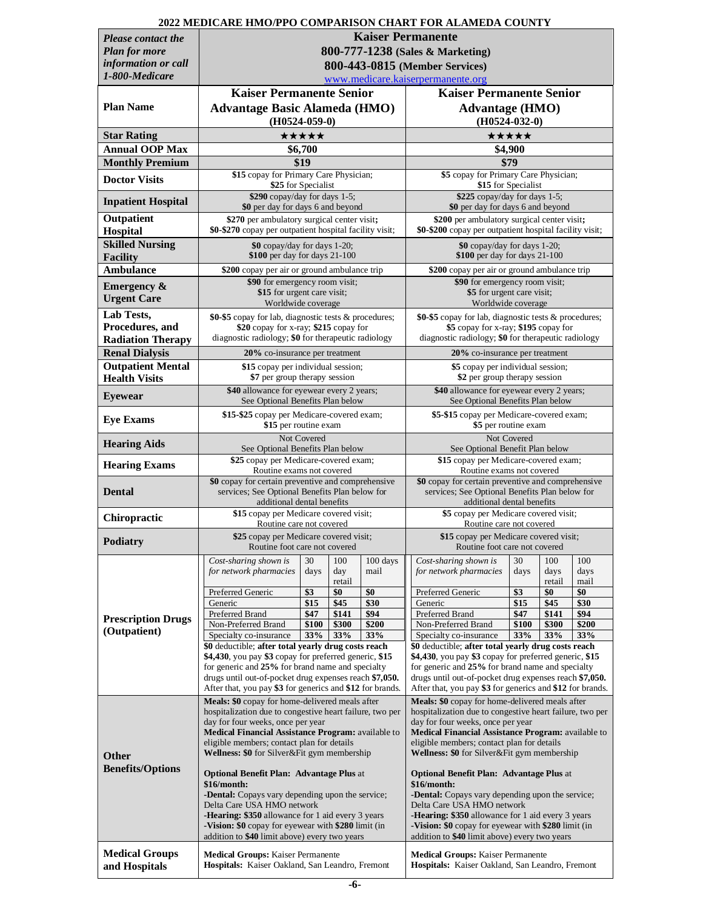# 2022 MEDICARE HMO/PPO COMPARISON CHART FOR ALAMEDA COUNTY

| *Please contact the Plan for more information or call 1-800-Medicare* | **Kaiser Permanente** **800-777-1238** (Sales & Marketing) **800-443-0815** (Member Services) www.medicare.kaiserpermanente.org | |
|---|---|---|
| **Plan Name** | **Kaiser Permanente Senior Advantage Basic Alameda (HMO) (H0524-059-0)** | **Kaiser Permanente Senior Advantage (HMO) (H0524-032-0)** |
| **Star Rating** | ★★★★★ | ★★★★★ |
| **Annual OOP Max** | **$6,700** | **$4,900** |
| **Monthly Premium** | **$19** | **$79** |
| **Doctor Visits** | **$15** copay for Primary Care Physician; **$25** for Specialist | **$5** copay for Primary Care Physician; **$15** for Specialist |
| **Inpatient Hospital** | **$290** copay/day for days 1-5; **$0** per day for days 6 and beyond | **$225** copay/day for days 1-5; **$0** per day for days 6 and beyond |
| **Outpatient Hospital** | **$270** per ambulatory surgical center visit**;** **$0-$270** copay per outpatient hospital facility visit; | **$200** per ambulatory surgical center visit**;** **$0-$200** copay per outpatient hospital facility visit; |
| **Skilled Nursing Facility** | **$0** copay/day for days 1-20; **$100** per day for days 21-100 | **$0** copay/day for days 1-20; **$100** per day for days 21-100 |
| **Ambulance** | **$200** copay per air or ground ambulance trip | **$200** copay per air or ground ambulance trip |
| **Emergency & Urgent Care** | **$90** for emergency room visit; **$15** for urgent care visit; Worldwide coverage | **$90** for emergency room visit; **$5** for urgent care visit; Worldwide coverage |
| **Lab Tests, Procedures, and Radiation Therapy** | **$0-$5** copay for lab, diagnostic tests & procedures; **$20** copay for x-ray; **$215** copay for diagnostic radiology; **$0** for therapeutic radiology | **$0-$5** copay for lab, diagnostic tests & procedures; **$5** copay for x-ray; **$195** copay for diagnostic radiology; **$0** for therapeutic radiology |
| **Renal Dialysis** | **20%** co-insurance per treatment | **20%** co-insurance per treatment |
| **Outpatient Mental Health Visits** | **$15** copay per individual session; **$7** per group therapy session | **$5** copay per individual session; **$2** per group therapy session |
| **Eyewear** | **$40** allowance for eyewear every 2 years; See Optional Benefits Plan below | **$40** allowance for eyewear every 2 years; See Optional Benefits Plan below |
| **Eye Exams** | **$15-$25** copay per Medicare-covered exam; **$15** per routine exam | **$5-$15** copay per Medicare-covered exam; **$5** per routine exam |
| **Hearing Aids** | Not Covered; See Optional Benefits Plan below | Not Covered; See Optional Benefit Plan below |
| **Hearing Exams** | **$25** copay per Medicare-covered exam; Routine exams not covered | **$15** copay per Medicare-covered exam; Routine exams not covered |
| **Dental** | **$0** copay for certain preventive and comprehensive services; See Optional Benefits Plan below for additional dental benefits | **$0** copay for certain preventive and comprehensive services; See Optional Benefits Plan below for additional dental benefits |
| **Chiropractic** | **$15** copay per Medicare covered visit; Routine care not covered | **$5** copay per Medicare covered visit; Routine care not covered |
| **Podiatry** | **$25** copay per Medicare covered visit; Routine foot care not covered | **$15** copay per Medicare covered visit; Routine foot care not covered |
| **Prescription Drugs (Outpatient)** | *Cost-sharing shown is for network pharmacies*: 30 days / 100 day retail / 100 days mail — Preferred Generic **$3** / **$0** / **$0**; Generic **$15** / **$45** / **$30**; Preferred Brand **$47** / **$141** / **$94**; Non-Preferred Brand **$100** / **$300** / **$200**; Specialty co-insurance **33%** / **33%** / **33%**. **$0** deductible; **after total yearly drug costs reach $4,430**, you pay **$3** copay for preferred generic, **$15** for generic and **25%** for brand name and specialty drugs until out-of-pocket drug expenses reach **$7,050.** After that, you pay **$3** for generics and **$12** for brands. | *Cost-sharing shown is for network pharmacies*: 30 days / 100 days retail / 100 days mail — Preferred Generic **$3** / **$0** / **$0**; Generic **$15** / **$45** / **$30**; Preferred Brand **$47** / **$141** / **$94**; Non-Preferred Brand **$100** / **$300** / **$200**; Specialty co-insurance **33%** / **33%** / **33%**. **$0** deductible; **after total yearly drug costs reach $4,430**, you pay **$3** copay for preferred generic, **$15** for generic and **25%** for brand name and specialty drugs until out-of-pocket drug expenses reach **$7,050.** After that, you pay **$3** for generics and **$12** for brands. |
| **Other Benefits/Options** | **Meals: $0** copay for home-delivered meals after hospitalization due to congestive heart failure, two per day for four weeks, once per year **Medical Financial Assistance Program:** available to eligible members; contact plan for details **Wellness: $0** for Silver&Fit gym membership **Optional Benefit Plan: Advantage Plus** at **$16/month:** **-Dental:** Copays vary depending upon the service; Delta Care USA HMO network **-Hearing: $350** allowance for 1 aid every 3 years **-Vision: $0** copay for eyewear with **$280** limit (in addition to **$40** limit above) every two years | **Meals: $0** copay for home-delivered meals after hospitalization due to congestive heart failure, two per day for four weeks, once per year **Medical Financial Assistance Program:** available to eligible members; contact plan for details **Wellness: $0** for Silver&Fit gym membership **Optional Benefit Plan: Advantage Plus** at **$16/month:** **-Dental:** Copays vary depending upon the service; Delta Care USA HMO network **-Hearing: $350** allowance for 1 aid every 3 years **-Vision: $0** copay for eyewear with **$280** limit (in addition to **$40** limit above) every two years |
| **Medical Groups and Hospitals** | **Medical Groups:** Kaiser Permanente **Hospitals:** Kaiser Oakland, San Leandro, Fremont | **Medical Groups:** Kaiser Permanente **Hospitals:** Kaiser Oakland, San Leandro, Fremont |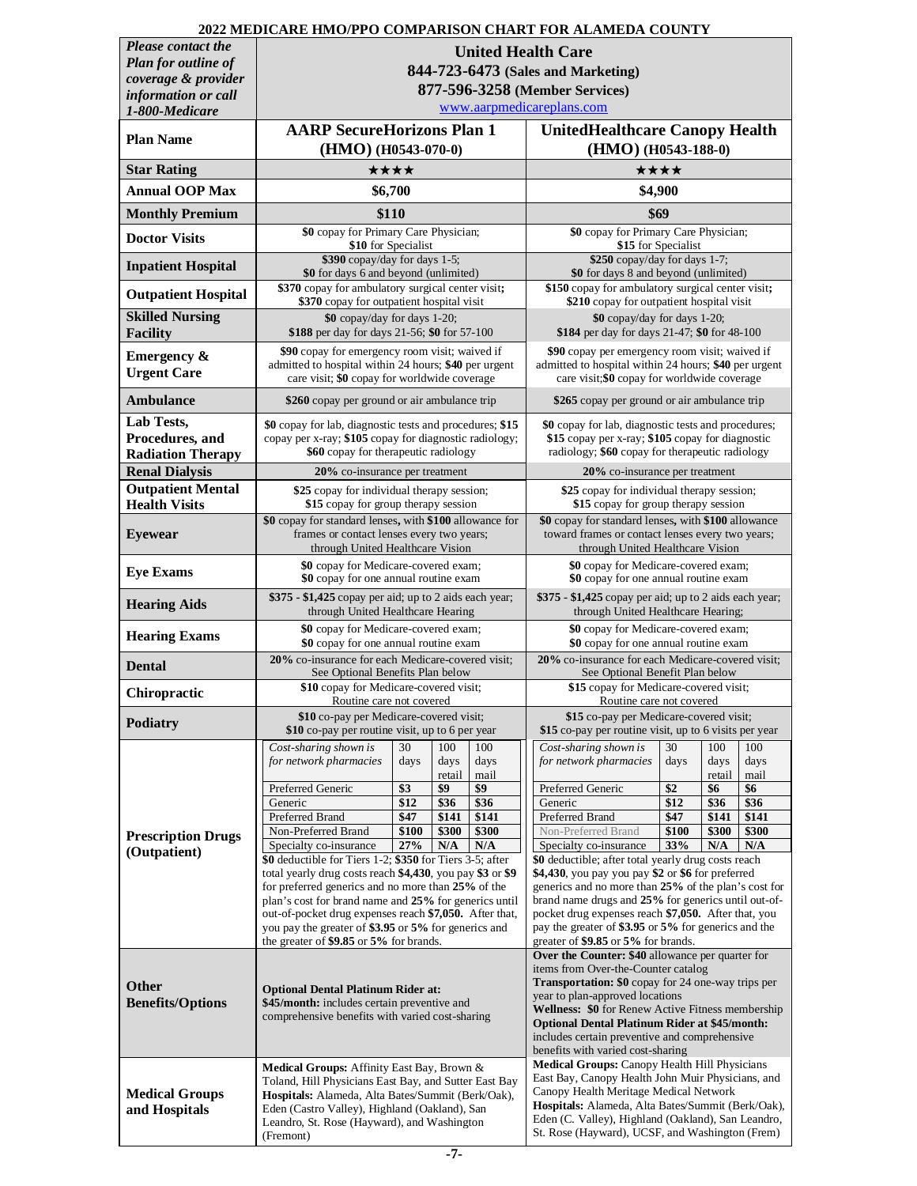# 2022 MEDICARE HMO/PPO COMPARISON CHART FOR ALAMEDA COUNTY

| *Please contact the Plan for outline of coverage & provider information or call 1-800-Medicare* | **United Health Care** **844-723-6473 (Sales and Marketing)** **877-596-3258 (Member Services)** www.aarpmedicareplans.com | |
|---|---|---|
| **Plan Name** | **AARP SecureHorizons Plan 1 (HMO) (H0543-070-0)** | **UnitedHealthcare Canopy Health (HMO) (H0543-188-0)** |
| **Star Rating** | ★★★★ | ★★★★ |
| **Annual OOP Max** | **$6,700** | **$4,900** |
| **Monthly Premium** | **$110** | **$69** |
| **Doctor Visits** | **$0** copay for Primary Care Physician; **$10** for Specialist | **$0** copay for Primary Care Physician; **$15** for Specialist |
| **Inpatient Hospital** | **$390** copay/day for days 1-5; **$0** for days 6 and beyond (unlimited) | **$250** copay/day for days 1-7; **$0** for days 8 and beyond (unlimited) |
| **Outpatient Hospital** | **$370** copay for ambulatory surgical center visit; **$370** copay for outpatient hospital visit | **$150** copay for ambulatory surgical center visit; **$210** copay for outpatient hospital visit |
| **Skilled Nursing Facility** | **$0** copay/day for days 1-20; **$188** per day for days 21-56; **$0** for 57-100 | **$0** copay/day for days 1-20; **$184** per day for days 21-47; **$0** for 48-100 |
| **Emergency & Urgent Care** | **$90** copay for emergency room visit; waived if admitted to hospital within 24 hours; **$40** per urgent care visit; **$0** copay for worldwide coverage | **$90** copay per emergency room visit; waived if admitted to hospital within 24 hours; **$40** per urgent care visit;**$0** copay for worldwide coverage |
| **Ambulance** | **$260** copay per ground or air ambulance trip | **$265** copay per ground or air ambulance trip |
| **Lab Tests, Procedures, and Radiation Therapy** | **$0** copay for lab, diagnostic tests and procedures; **$15** copay per x-ray; **$105** copay for diagnostic radiology; **$60** copay for therapeutic radiology | **$0** copay for lab, diagnostic tests and procedures; **$15** copay per x-ray; **$105** copay for diagnostic radiology; **$60** copay for therapeutic radiology |
| **Renal Dialysis** | **20%** co-insurance per treatment | **20%** co-insurance per treatment |
| **Outpatient Mental Health Visits** | **$25** copay for individual therapy session; **$15** copay for group therapy session | **$25** copay for individual therapy session; **$15** copay for group therapy session |
| **Eyewear** | **$0** copay for standard lenses, with **$100** allowance for frames or contact lenses every two years; through United Healthcare Vision | **$0** copay for standard lenses, with **$100** allowance toward frames or contact lenses every two years; through United Healthcare Vision |
| **Eye Exams** | **$0** copay for Medicare-covered exam; **$0** copay for one annual routine exam | **$0** copay for Medicare-covered exam; **$0** copay for one annual routine exam |
| **Hearing Aids** | **$375 - $1,425** copay per aid; up to 2 aids each year; through United Healthcare Hearing | **$375 - $1,425** copay per aid; up to 2 aids each year; through United Healthcare Hearing; |
| **Hearing Exams** | **$0** copay for Medicare-covered exam; **$0** copay for one annual routine exam | **$0** copay for Medicare-covered exam; **$0** copay for one annual routine exam |
| **Dental** | **20%** co-insurance for each Medicare-covered visit; See Optional Benefits Plan below | **20%** co-insurance for each Medicare-covered visit; See Optional Benefit Plan below |
| **Chiropractic** | **$10** copay for Medicare-covered visit; Routine care not covered | **$15** copay for Medicare-covered visit; Routine care not covered |
| **Podiatry** | **$10** co-pay per Medicare-covered visit; **$10** co-pay per routine visit, up to 6 per year | **$15** co-pay per Medicare-covered visit; **$15** co-pay per routine visit, up to 6 visits per year |
| **Prescription Drugs (Outpatient)** | *Cost-sharing shown is for network pharmacies* — 30 days / 100 days retail / 100 days mail: Preferred Generic **$3** / **$9** / **$9**; Generic **$12** / **$36** / **$36**; Preferred Brand **$47** / **$141** / **$141**; Non-Preferred Brand **$100** / **$300** / **$300**; Specialty co-insurance **27%** / **N/A** / **N/A**. **$0** deductible for Tiers 1-2; **$350** for Tiers 3-5; after total yearly drug costs reach **$4,430**, you pay **$3** or **$9** for preferred generics and no more than **25%** of the plan's cost for brand name and **25%** for generics until out-of-pocket drug expenses reach **$7,050.** After that, you pay the greater of **$3.95** or **5%** for generics and the greater of **$9.85** or **5%** for brands. | *Cost-sharing shown is for network pharmacies* — 30 days / 100 days retail / 100 days mail: Preferred Generic **$2** / **$6** / **$6**; Generic **$12** / **$36** / **$36**; Preferred Brand **$47** / **$141** / **$141**; Non-Preferred Brand **$100** / **$300** / **$300**; Specialty co-insurance **33%** / **N/A** / **N/A**. **$0** deductible; after total yearly drug costs reach **$4,430**, you pay you pay **$2** or **$6** for preferred generics and no more than **25%** of the plan's cost for brand name drugs and **25%** for generics until out-of-pocket drug expenses reach **$7,050.** After that, you pay the greater of **$3.95** or **5%** for generics and the greater of **$9.85** or **5%** for brands. |
| **Other Benefits/Options** | **Optional Dental Platinum Rider at: $45/month:** includes certain preventive and comprehensive benefits with varied cost-sharing | **Over the Counter: $40** allowance per quarter for items from Over-the-Counter catalog **Transportation: $0** copay for 24 one-way trips per year to plan-approved locations **Wellness: $0** for Renew Active Fitness membership **Optional Dental Platinum Rider at $45/month:** includes certain preventive and comprehensive benefits with varied cost-sharing |
| **Medical Groups and Hospitals** | **Medical Groups:** Affinity East Bay, Brown & Toland, Hill Physicians East Bay, and Sutter East Bay **Hospitals:** Alameda, Alta Bates/Summit (Berk/Oak), Eden (Castro Valley), Highland (Oakland), San Leandro, St. Rose (Hayward), and Washington (Fremont) | **Medical Groups:** Canopy Health Hill Physicians East Bay, Canopy Health John Muir Physicians, and Canopy Health Meritage Medical Network **Hospitals:** Alameda, Alta Bates/Summit (Berk/Oak), Eden (C. Valley), Highland (Oakland), San Leandro, St. Rose (Hayward), UCSF, and Washington (Frem) |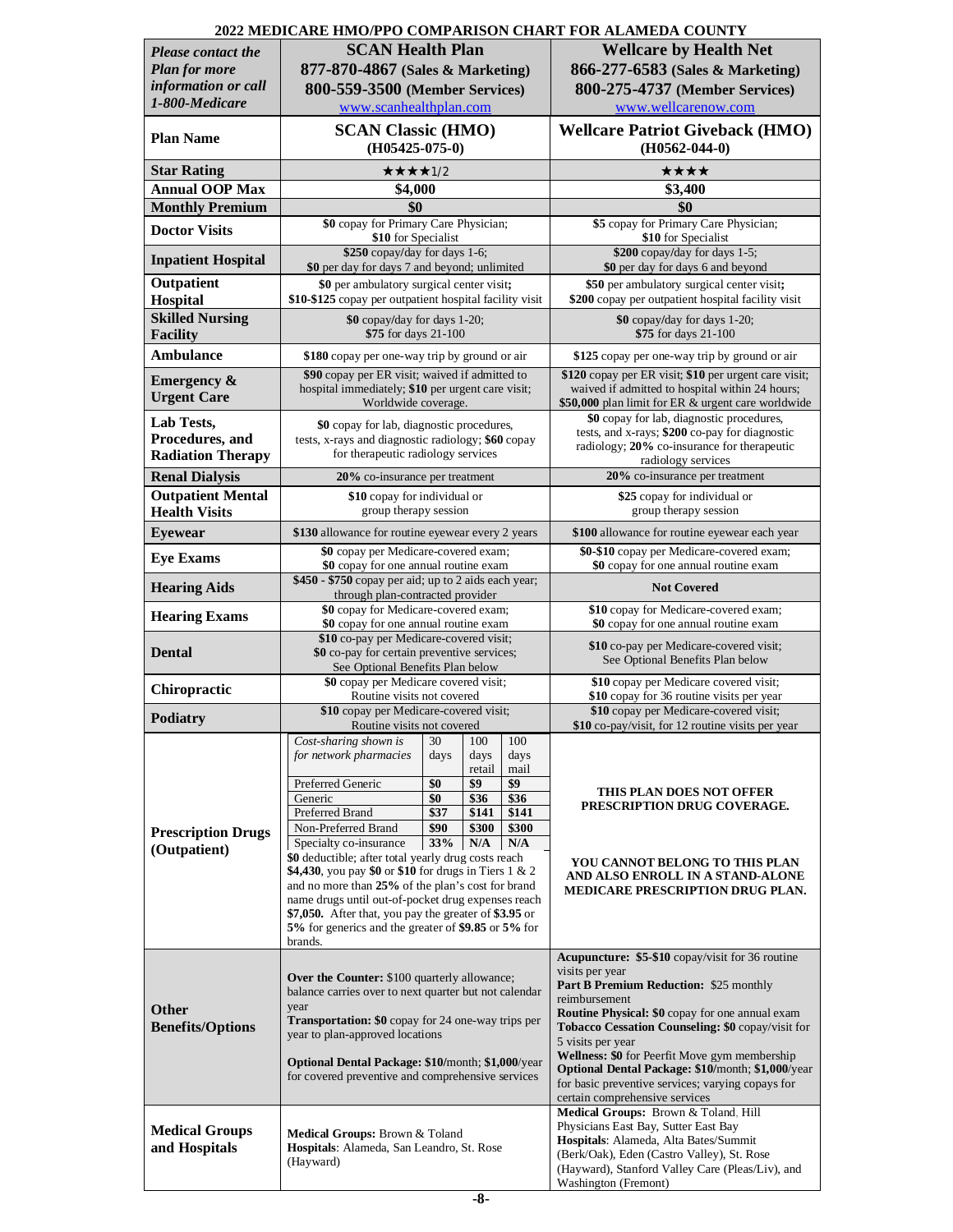## 2022 MEDICARE HMO/PPO COMPARISON CHART FOR ALAMEDA COUNTY

| *Please contact the Plan for more information or call 1-800-Medicare* | **SCAN Health Plan**<br>**877-870-4867 (Sales & Marketing)**<br>**800-559-3500 (Member Services)**<br>www.scanhealthplan.com | **Wellcare by Health Net**<br>**866-277-6583 (Sales & Marketing)**<br>**800-275-4737 (Member Services)**<br>www.wellcarenow.com |
|---|---|---|
| **Plan Name** | **SCAN Classic (HMO)**<br>**(H05425-075-0)** | **Wellcare Patriot Giveback (HMO)**<br>**(H0562-044-0)** |
| **Star Rating** | ★★★★1/2 | ★★★★ |
| **Annual OOP Max** | **$4,000** | **$3,400** |
| **Monthly Premium** | **$0** | **$0** |
| **Doctor Visits** | **$0** copay for Primary Care Physician; **$10** for Specialist | **$5** copay for Primary Care Physician; **$10** for Specialist |
| **Inpatient Hospital** | **$250** copay/day for days 1-6; **$0** per day for days 7 and beyond; unlimited | **$200** copay/day for days 1-5; **$0** per day for days 6 and beyond |
| **Outpatient Hospital** | **$0** per ambulatory surgical center visit**;** **$10-$125** copay per outpatient hospital facility visit | **$50** per ambulatory surgical center visit**;** **$200** copay per outpatient hospital facility visit |
| **Skilled Nursing Facility** | **$0** copay/day for days 1-20; **$75** for days 21-100 | **$0** copay/day for days 1-20; **$75** for days 21-100 |
| **Ambulance** | **$180** copay per one-way trip by ground or air | **$125** copay per one-way trip by ground or air |
| **Emergency & Urgent Care** | **$90** copay per ER visit; waived if admitted to hospital immediately; **$10** per urgent care visit; Worldwide coverage. | **$120** copay per ER visit; **$10** per urgent care visit; waived if admitted to hospital within 24 hours; **$50,000** plan limit for ER & urgent care worldwide |
| **Lab Tests, Procedures, and Radiation Therapy** | **$0** copay for lab, diagnostic procedures, tests, x-rays and diagnostic radiology; **$60** copay for therapeutic radiology services | **$0** copay for lab, diagnostic procedures, tests, and x-rays; **$200** co-pay for diagnostic radiology; **20%** co-insurance for therapeutic radiology services |
| **Renal Dialysis** | **20%** co-insurance per treatment | **20%** co-insurance per treatment |
| **Outpatient Mental Health Visits** | **$10** copay for individual or group therapy session | **$25** copay for individual or group therapy session |
| **Eyewear** | **$130** allowance for routine eyewear every 2 years | **$100** allowance for routine eyewear each year |
| **Eye Exams** | **$0** copay per Medicare-covered exam; **$0** copay for one annual routine exam | **$0-$10** copay per Medicare-covered exam; **$0** copay for one annual routine exam |
| **Hearing Aids** | **$450 - $750** copay per aid; up to 2 aids each year; through plan-contracted provider | **Not Covered** |
| **Hearing Exams** | **$0** copay for Medicare-covered exam; **$0** copay for one annual routine exam | **$10** copay for Medicare-covered exam; **$0** copay for one annual routine exam |
| **Dental** | **$10** co-pay per Medicare-covered visit; **$0** co-pay for certain preventive services; See Optional Benefits Plan below | **$10** co-pay per Medicare-covered visit; See Optional Benefits Plan below |
| **Chiropractic** | **$0** copay per Medicare covered visit; Routine visits not covered | **$10** copay per Medicare covered visit; **$10** copay for 36 routine visits per year |
| **Podiatry** | **$10** copay per Medicare-covered visit; Routine visits not covered | **$10** copay per Medicare-covered visit; **$10** co-pay/visit, for 12 routine visits per year |
| **Prescription Drugs (Outpatient)** | *Cost-sharing shown is for network pharmacies* — 30 days / 100 days retail / 100 days mail:<br>Preferred Generic: **$0** / **$9** / **$9**<br>Generic: **$0** / **$36** / **$36**<br>Preferred Brand: **$37** / **$141** / **$141**<br>Non-Preferred Brand: **$90** / **$300** / **$300**<br>Specialty co-insurance: **33%** / **N/A** / **N/A**<br>**$0** deductible; after total yearly drug costs reach **$4,430**, you pay **$0** or **$10** for drugs in Tiers 1 & 2 and no more than **25%** of the plan's cost for brand name drugs until out-of-pocket drug expenses reach **$7,050.** After that, you pay the greater of **$3.95** or **5%** for generics and the greater of **$9.85** or **5%** for brands. | **THIS PLAN DOES NOT OFFER PRESCRIPTION DRUG COVERAGE.**<br><br>**YOU CANNOT BELONG TO THIS PLAN AND ALSO ENROLL IN A STAND-ALONE MEDICARE PRESCRIPTION DRUG PLAN.** |
| **Other Benefits/Options** | **Over the Counter:** $100 quarterly allowance; balance carries over to next quarter but not calendar year<br>**Transportation: $0** copay for 24 one-way trips per year to plan-approved locations<br><br>**Optional Dental Package: $10**/month; **$1,000**/year for covered preventive and comprehensive services | **Acupuncture: $5-$10** copay/visit for 36 routine visits per year<br>**Part B Premium Reduction:** $25 monthly reimbursement<br>**Routine Physical: $0** copay for one annual exam<br>**Tobacco Cessation Counseling: $0** copay/visit for 5 visits per year<br>**Wellness: $0** for Peerfit Move gym membership<br>**Optional Dental Package: $10**/month; **$1,000**/year for basic preventive services; varying copays for certain comprehensive services |
| **Medical Groups and Hospitals** | **Medical Groups:** Brown & Toland<br>**Hospitals**: Alameda, San Leandro, St. Rose (Hayward) | **Medical Groups:** Brown & Toland, Hill Physicians East Bay, Sutter East Bay<br>**Hospitals**: Alameda, Alta Bates/Summit (Berk/Oak), Eden (Castro Valley), St. Rose (Hayward), Stanford Valley Care (Pleas/Liv), and Washington (Fremont) |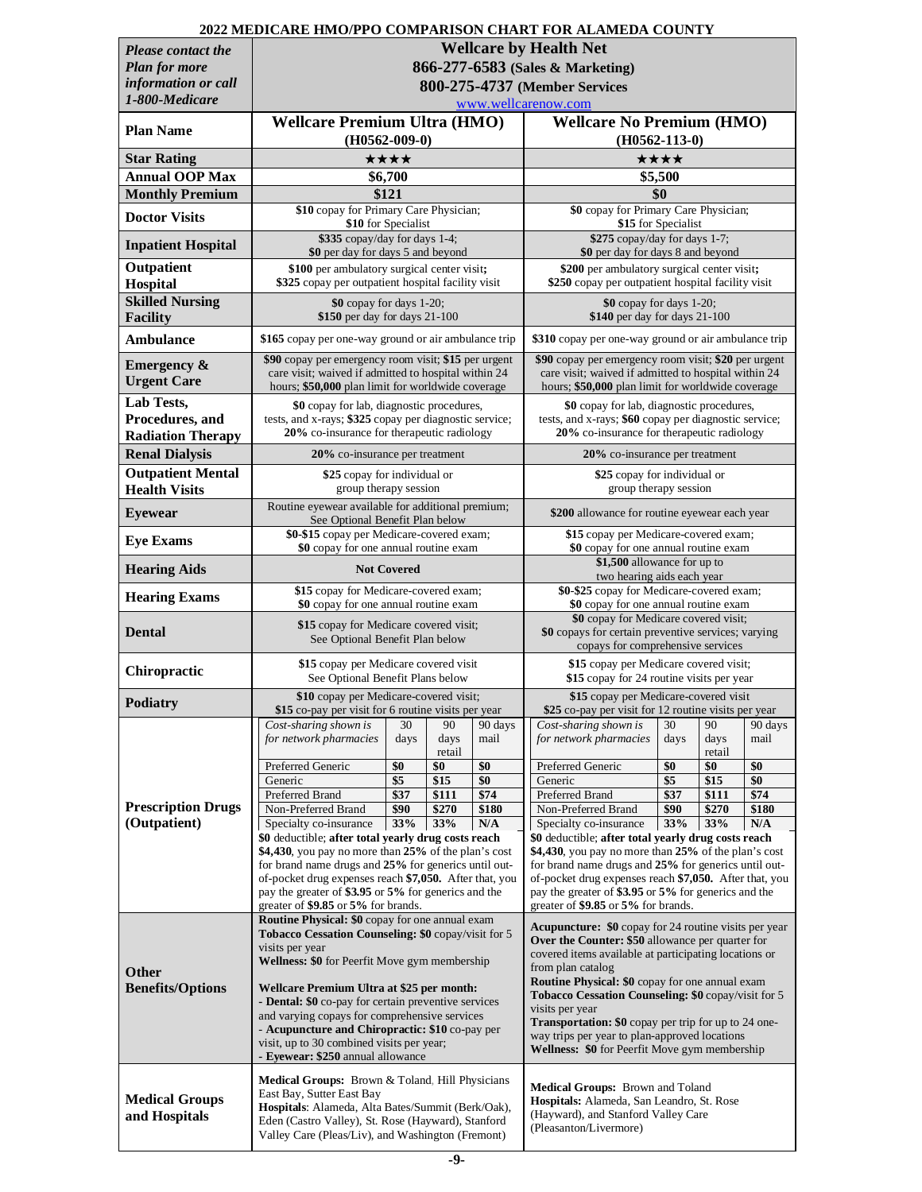# 2022 MEDICARE HMO/PPO COMPARISON CHART FOR ALAMEDA COUNTY

| *Please contact the Plan for more information or call 1-800-Medicare* | **Wellcare by Health Net**<br>**866-277-6583 (Sales & Marketing)**<br>**800-275-4737 (Member Services)**<br>www.wellcarenow.com | |
|---|---|---|
| **Plan Name** | **Wellcare Premium Ultra (HMO)**<br>**(H0562-009-0)** | **Wellcare No Premium (HMO)**<br>**(H0562-113-0)** |
| **Star Rating** | ★★★★ | ★★★★ |
| **Annual OOP Max** | **$6,700** | **$5,500** |
| **Monthly Premium** | **$121** | **$0** |
| **Doctor Visits** | **$10** copay for Primary Care Physician;<br>**$10** for Specialist | **$0** copay for Primary Care Physician;<br>**$15** for Specialist |
| **Inpatient Hospital** | **$335** copay/day for days 1-4;<br>**$0** per day for days 5 and beyond | **$275** copay/day for days 1-7;<br>**$0** per day for days 8 and beyond |
| **Outpatient Hospital** | **$100** per ambulatory surgical center visit**;**<br>**$325** copay per outpatient hospital facility visit | **$200** per ambulatory surgical center visit**;**<br>**$250** copay per outpatient hospital facility visit |
| **Skilled Nursing Facility** | **$0** copay for days 1-20;<br>**$150** per day for days 21-100 | **$0** copay for days 1-20;<br>**$140** per day for days 21-100 |
| **Ambulance** | **$165** copay per one-way ground or air ambulance trip | **$310** copay per one-way ground or air ambulance trip |
| **Emergency & Urgent Care** | **$90** copay per emergency room visit; **$15** per urgent care visit; waived if admitted to hospital within 24 hours; **$50,000** plan limit for worldwide coverage | **$90** copay per emergency room visit; **$20** per urgent care visit; waived if admitted to hospital within 24 hours; **$50,000** plan limit for worldwide coverage |
| **Lab Tests, Procedures, and Radiation Therapy** | **$0** copay for lab, diagnostic procedures, tests, and x-rays; **$325** copay per diagnostic service; **20%** co-insurance for therapeutic radiology | **$0** copay for lab, diagnostic procedures, tests, and x-rays; **$60** copay per diagnostic service; **20%** co-insurance for therapeutic radiology |
| **Renal Dialysis** | **20%** co-insurance per treatment | **20%** co-insurance per treatment |
| **Outpatient Mental Health Visits** | **$25** copay for individual or group therapy session | **$25** copay for individual or group therapy session |
| **Eyewear** | Routine eyewear available for additional premium; See Optional Benefit Plan below | **$200** allowance for routine eyewear each year |
| **Eye Exams** | **$0-$15** copay per Medicare-covered exam;<br>**$0** copay for one annual routine exam | **$15** copay per Medicare-covered exam;<br>**$0** copay for one annual routine exam |
| **Hearing Aids** | **Not Covered** | **$1,500** allowance for up to two hearing aids each year |
| **Hearing Exams** | **$15** copay for Medicare-covered exam;<br>**$0** copay for one annual routine exam | **$0-$25** copay for Medicare-covered exam;<br>**$0** copay for one annual routine exam |
| **Dental** | **$15** copay for Medicare covered visit;<br>See Optional Benefit Plan below | **$0** copay for Medicare covered visit;<br>**$0** copays for certain preventive services; varying copays for comprehensive services |
| **Chiropractic** | **$15** copay per Medicare covered visit<br>See Optional Benefit Plans below | **$15** copay per Medicare covered visit;<br>**$15** copay for 24 routine visits per year |
| **Podiatry** | **$10** copay per Medicare-covered visit;<br>**$15** co-pay per visit for 6 routine visits per year | **$15** copay per Medicare-covered visit<br>**$25** co-pay per visit for 12 routine visits per year |
| **Prescription Drugs (Outpatient)** | *Cost-sharing shown is for network pharmacies* — 30 days / 90 days retail / 90 days mail<br>Preferred Generic: **$0** / **$0** / **$0**<br>Generic: **$5** / **$15** / **$0**<br>Preferred Brand: **$37** / **$111** / **$74**<br>Non-Preferred Brand: **$90** / **$270** / **$180**<br>Specialty co-insurance: **33%** / **33%** / **N/A**<br>**$0** deductible; **after total yearly drug costs reach $4,430**, you pay no more than **25%** of the plan's cost for brand name drugs and **25%** for generics until out-of-pocket drug expenses reach **$7,050.** After that, you pay the greater of **$3.95** or **5%** for generics and the greater of **$9.85** or **5%** for brands. | *Cost-sharing shown is for network pharmacies* — 30 days / 90 days retail / 90 days mail<br>Preferred Generic: **$0** / **$0** / **$0**<br>Generic: **$5** / **$15** / **$0**<br>Preferred Brand: **$37** / **$111** / **$74**<br>Non-Preferred Brand: **$90** / **$270** / **$180**<br>Specialty co-insurance: **33%** / **33%** / **N/A**<br>**$0** deductible; **after total yearly drug costs reach $4,430**, you pay no more than **25%** of the plan's cost for brand name drugs and **25%** for generics until out-of-pocket drug expenses reach **$7,050.** After that, you pay the greater of **$3.95** or **5%** for generics and the greater of **$9.85** or **5%** for brands. |
| **Other Benefits/Options** | **Routine Physical: $0** copay for one annual exam<br>**Tobacco Cessation Counseling: $0** copay/visit for 5 visits per year<br>**Wellness: $0** for Peerfit Move gym membership<br><br>**Wellcare Premium Ultra at $25 per month:**<br>**- Dental: $0** co-pay for certain preventive services and varying copays for comprehensive services<br>**- Acupuncture and Chiropractic: $10** co-pay per visit, up to 30 combined visits per year;<br>**- Eyewear: $250** annual allowance | **Acupuncture: $0** copay for 24 routine visits per year<br>**Over the Counter: $50** allowance per quarter for covered items available at participating locations or from plan catalog<br>**Routine Physical: $0** copay for one annual exam<br>**Tobacco Cessation Counseling: $0** copay/visit for 5 visits per year<br>**Transportation: $0** copay per trip for up to 24 one-way trips per year to plan-approved locations<br>**Wellness: $0** for Peerfit Move gym membership |
| **Medical Groups and Hospitals** | **Medical Groups:** Brown & Toland, Hill Physicians East Bay, Sutter East Bay<br>**Hospitals**: Alameda, Alta Bates/Summit (Berk/Oak), Eden (Castro Valley), St. Rose (Hayward), Stanford Valley Care (Pleas/Liv), and Washington (Fremont) | **Medical Groups:** Brown and Toland<br>**Hospitals:** Alameda, San Leandro, St. Rose (Hayward), and Stanford Valley Care (Pleasanton/Livermore) |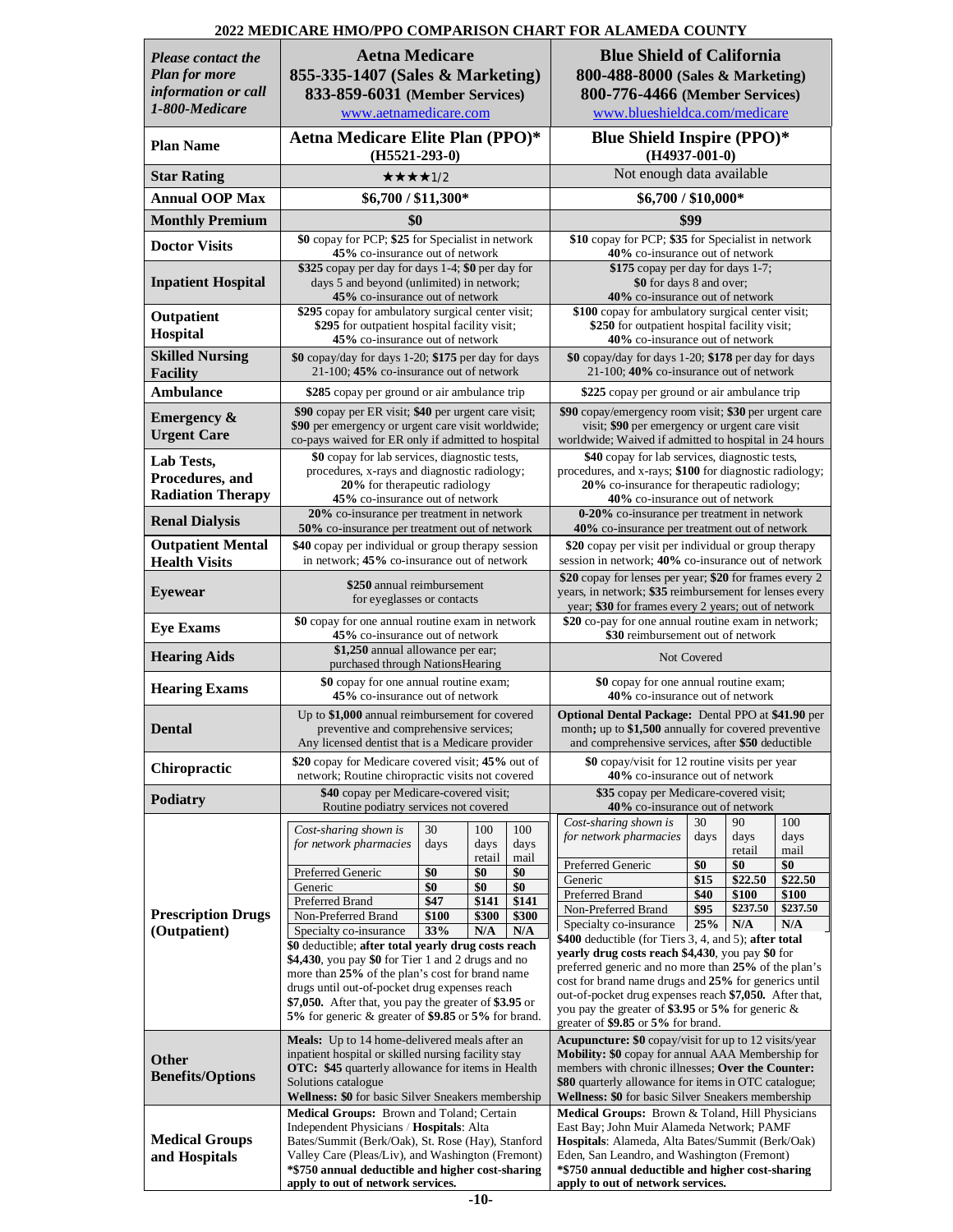# 2022 MEDICARE HMO/PPO COMPARISON CHART FOR ALAMEDA COUNTY

| *Please contact the Plan for more information or call 1-800-Medicare* | **Aetna Medicare**<br>**855-335-1407 (Sales & Marketing)**<br>**833-859-6031 (Member Services)**<br>www.aetnamedicare.com | **Blue Shield of California**<br>**800-488-8000 (Sales & Marketing)**<br>**800-776-4466 (Member Services)**<br>www.blueshieldca.com/medicare |
|---|---|---|
| **Plan Name** | **Aetna Medicare Elite Plan (PPO)***<br>**(H5521-293-0)** | **Blue Shield Inspire (PPO)***<br>**(H4937-001-0)** |
| **Star Rating** | ★★★★1/2 | Not enough data available |
| **Annual OOP Max** | **$6,700 / $11,300*** | **$6,700 / $10,000*** |
| **Monthly Premium** | **$0** | **$99** |
| **Doctor Visits** | **$0** copay for PCP; **$25** for Specialist in network<br>**45%** co-insurance out of network | **$10** copay for PCP; **$35** for Specialist in network<br>**40%** co-insurance out of network |
| **Inpatient Hospital** | **$325** copay per day for days 1-4; **$0** per day for days 5 and beyond (unlimited) in network;<br>**45%** co-insurance out of network | **$175** copay per day for days 1-7;<br>**$0** for days 8 and over;<br>**40%** co-insurance out of network |
| **Outpatient Hospital** | **$295** copay for ambulatory surgical center visit;<br>**$295** for outpatient hospital facility visit;<br>**45%** co-insurance out of network | **$100** copay for ambulatory surgical center visit;<br>**$250** for outpatient hospital facility visit;<br>**40%** co-insurance out of network |
| **Skilled Nursing Facility** | **$0** copay/day for days 1-20; **$175** per day for days 21-100; **45%** co-insurance out of network | **$0** copay/day for days 1-20; **$178** per day for days 21-100; **40%** co-insurance out of network |
| **Ambulance** | **$285** copay per ground or air ambulance trip | **$225** copay per ground or air ambulance trip |
| **Emergency & Urgent Care** | **$90** copay per ER visit; **$40** per urgent care visit;<br>**$90** per emergency or urgent care visit worldwide;<br>co-pays waived for ER only if admitted to hospital | **$90** copay/emergency room visit; **$30** per urgent care visit; **$90** per emergency or urgent care visit worldwide; Waived if admitted to hospital in 24 hours |
| **Lab Tests, Procedures, and Radiation Therapy** | **$0** copay for lab services, diagnostic tests, procedures, x-rays and diagnostic radiology;<br>**20%** for therapeutic radiology<br>**45%** co-insurance out of network | **$40** copay for lab services, diagnostic tests, procedures, and x-rays; **$100** for diagnostic radiology;<br>**20%** co-insurance for therapeutic radiology;<br>**40%** co-insurance out of network |
| **Renal Dialysis** | **20%** co-insurance per treatment in network<br>**50%** co-insurance per treatment out of network | **0-20%** co-insurance per treatment in network<br>**40%** co-insurance per treatment out of network |
| **Outpatient Mental Health Visits** | **$40** copay per individual or group therapy session in network; **45%** co-insurance out of network | **$20** copay per visit per individual or group therapy session in network; **40%** co-insurance out of network |
| **Eyewear** | **$250** annual reimbursement for eyeglasses or contacts | **$20** copay for lenses per year; **$20** for frames every 2 years, in network; **$35** reimbursement for lenses every year; **$30** for frames every 2 years; out of network |
| **Eye Exams** | **$0** copay for one annual routine exam in network<br>**45%** co-insurance out of network | **$20** co-pay for one annual routine exam in network;<br>**$30** reimbursement out of network |
| **Hearing Aids** | **$1,250** annual allowance per ear;<br>purchased through NationsHearing | Not Covered |
| **Hearing Exams** | **$0** copay for one annual routine exam;<br>**45%** co-insurance out of network | **$0** copay for one annual routine exam;<br>**40%** co-insurance out of network |
| **Dental** | Up to **$1,000** annual reimbursement for covered preventive and comprehensive services;<br>Any licensed dentist that is a Medicare provider | **Optional Dental Package:** Dental PPO at **$41.90** per month**;** up to **$1,500** annually for covered preventive and comprehensive services, after **$50** deductible |
| **Chiropractic** | **$20** copay for Medicare covered visit; **45%** out of network; Routine chiropractic visits not covered | **$0** copay/visit for 12 routine visits per year<br>**40%** co-insurance out of network |
| **Podiatry** | **$40** copay per Medicare-covered visit;<br>Routine podiatry services not covered | **$35** copay per Medicare-covered visit;<br>**40%** co-insurance out of network |
| **Prescription Drugs (Outpatient)** | *Cost-sharing shown is for network pharmacies* — 30 days / 100 days retail / 100 days mail:<br>Preferred Generic: **$0** / **$0** / **$0**<br>Generic: **$0** / **$0** / **$0**<br>Preferred Brand: **$47** / **$141** / **$141**<br>Non-Preferred Brand: **$100** / **$300** / **$300**<br>Specialty co-insurance: **33%** / **N/A** / **N/A**<br>**$0** deductible; **after total yearly drug costs reach $4,430**, you pay **$0** for Tier 1 and 2 drugs and no more than **25%** of the plan's cost for brand name drugs until out-of-pocket drug expenses reach **$7,050.** After that, you pay the greater of **$3.95** or **5%** for generic & greater of **$9.85** or **5%** for brand. | *Cost-sharing shown is for network pharmacies* — 30 days / 90 days retail / 100 days mail:<br>Preferred Generic: **$0** / **$0** / **$0**<br>Generic: **$15** / **$22.50** / **$22.50**<br>Preferred Brand: **$40** / **$100** / **$100**<br>Non-Preferred Brand: **$95** / **$237.50** / **$237.50**<br>Specialty co-insurance: **25%** / **N/A** / **N/A**<br>**$400** deductible (for Tiers 3, 4, and 5); **after total yearly drug costs reach $4,430**, you pay **$0** for preferred generic and no more than **25%** of the plan's cost for brand name drugs and **25%** for generics until out-of-pocket drug expenses reach **$7,050.** After that, you pay the greater of **$3.95** or **5%** for generic & greater of **$9.85** or **5%** for brand. |
| **Other Benefits/Options** | **Meals:** Up to 14 home-delivered meals after an inpatient hospital or skilled nursing facility stay<br>**OTC:** **$45** quarterly allowance for items in Health Solutions catalogue<br>**Wellness: $0** for basic Silver Sneakers membership | **Acupuncture: $0** copay/visit for up to 12 visits/year<br>**Mobility: $0** copay for annual AAA Membership for members with chronic illnesses; **Over the Counter: $80** quarterly allowance for items in OTC catalogue;<br>**Wellness: $0** for basic Silver Sneakers membership |
| **Medical Groups and Hospitals** | **Medical Groups:** Brown and Toland; Certain Independent Physicians / **Hospitals**: Alta Bates/Summit (Berk/Oak), St. Rose (Hay), Stanford Valley Care (Pleas/Liv), and Washington (Fremont)<br>**\*$750 annual deductible and higher cost-sharing apply to out of network services.** | **Medical Groups:** Brown & Toland, Hill Physicians East Bay; John Muir Alameda Network; PAMF<br>**Hospitals**: Alameda, Alta Bates/Summit (Berk/Oak) Eden, San Leandro, and Washington (Fremont)<br>**\*$750 annual deductible and higher cost-sharing apply to out of network services.** |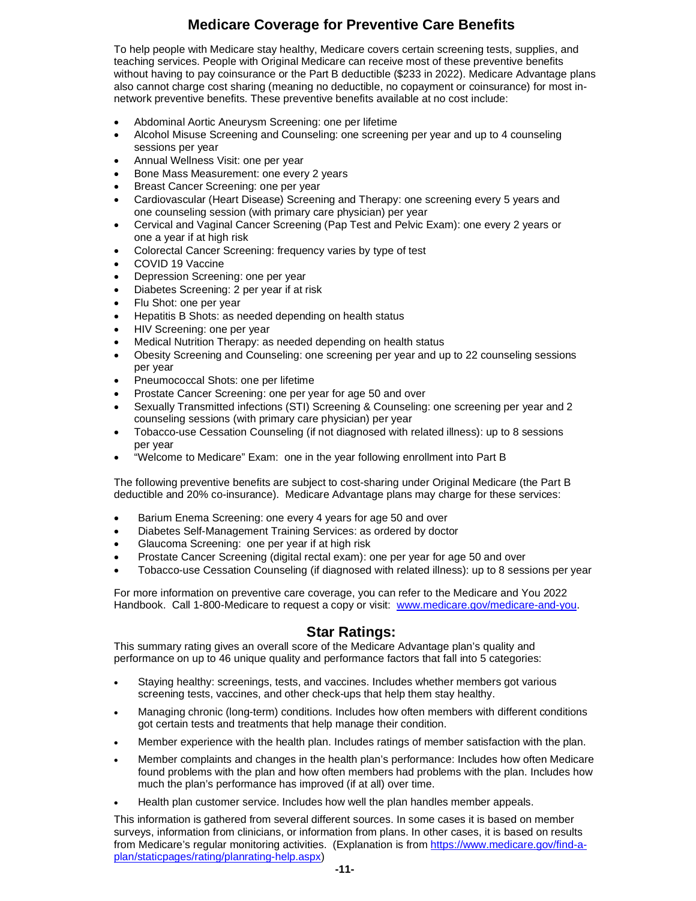## Medicare Coverage for Preventive Care Benefits

To help people with Medicare stay healthy, Medicare covers certain screening tests, supplies, and teaching services. People with Original Medicare can receive most of these preventive benefits without having to pay coinsurance or the Part B deductible ($233 in 2022). Medicare Advantage plans also cannot charge cost sharing (meaning no deductible, no copayment or coinsurance) for most in-network preventive benefits. These preventive benefits available at no cost include:

- Abdominal Aortic Aneurysm Screening: one per lifetime
- Alcohol Misuse Screening and Counseling: one screening per year and up to 4 counseling sessions per year
- Annual Wellness Visit: one per year
- Bone Mass Measurement: one every 2 years
- Breast Cancer Screening: one per year
- Cardiovascular (Heart Disease) Screening and Therapy: one screening every 5 years and one counseling session (with primary care physician) per year
- Cervical and Vaginal Cancer Screening (Pap Test and Pelvic Exam): one every 2 years or one a year if at high risk
- Colorectal Cancer Screening: frequency varies by type of test
- COVID 19 Vaccine
- Depression Screening: one per year
- Diabetes Screening: 2 per year if at risk
- Flu Shot: one per year
- Hepatitis B Shots: as needed depending on health status
- HIV Screening: one per year
- Medical Nutrition Therapy: as needed depending on health status
- Obesity Screening and Counseling: one screening per year and up to 22 counseling sessions per year
- Pneumococcal Shots: one per lifetime
- Prostate Cancer Screening: one per year for age 50 and over
- Sexually Transmitted infections (STI) Screening & Counseling: one screening per year and 2 counseling sessions (with primary care physician) per year
- Tobacco-use Cessation Counseling (if not diagnosed with related illness): up to 8 sessions per year
- "Welcome to Medicare" Exam: one in the year following enrollment into Part B

The following preventive benefits are subject to cost-sharing under Original Medicare (the Part B deductible and 20% co-insurance). Medicare Advantage plans may charge for these services:

- Barium Enema Screening: one every 4 years for age 50 and over
- Diabetes Self-Management Training Services: as ordered by doctor
- Glaucoma Screening: one per year if at high risk
- Prostate Cancer Screening (digital rectal exam): one per year for age 50 and over
- Tobacco-use Cessation Counseling (if diagnosed with related illness): up to 8 sessions per year

For more information on preventive care coverage, you can refer to the Medicare and You 2022 Handbook. Call 1-800-Medicare to request a copy or visit: [www.medicare.gov/medicare-and-you](http://www.medicare.gov/medicare-and-you).

## Star Ratings:

This summary rating gives an overall score of the Medicare Advantage plan's quality and performance on up to 46 unique quality and performance factors that fall into 5 categories:

- Staying healthy: screenings, tests, and vaccines. Includes whether members got various screening tests, vaccines, and other check-ups that help them stay healthy.
- Managing chronic (long-term) conditions. Includes how often members with different conditions got certain tests and treatments that help manage their condition.
- Member experience with the health plan. Includes ratings of member satisfaction with the plan.
- Member complaints and changes in the health plan's performance: Includes how often Medicare found problems with the plan and how often members had problems with the plan. Includes how much the plan's performance has improved (if at all) over time.
- Health plan customer service. Includes how well the plan handles member appeals.

This information is gathered from several different sources. In some cases it is based on member surveys, information from clinicians, or information from plans. In other cases, it is based on results from Medicare's regular monitoring activities. (Explanation is from [https://www.medicare.gov/find-a-plan/staticpages/rating/planrating-help.aspx](https://www.medicare.gov/find-a-plan/staticpages/rating/planrating-help.aspx))